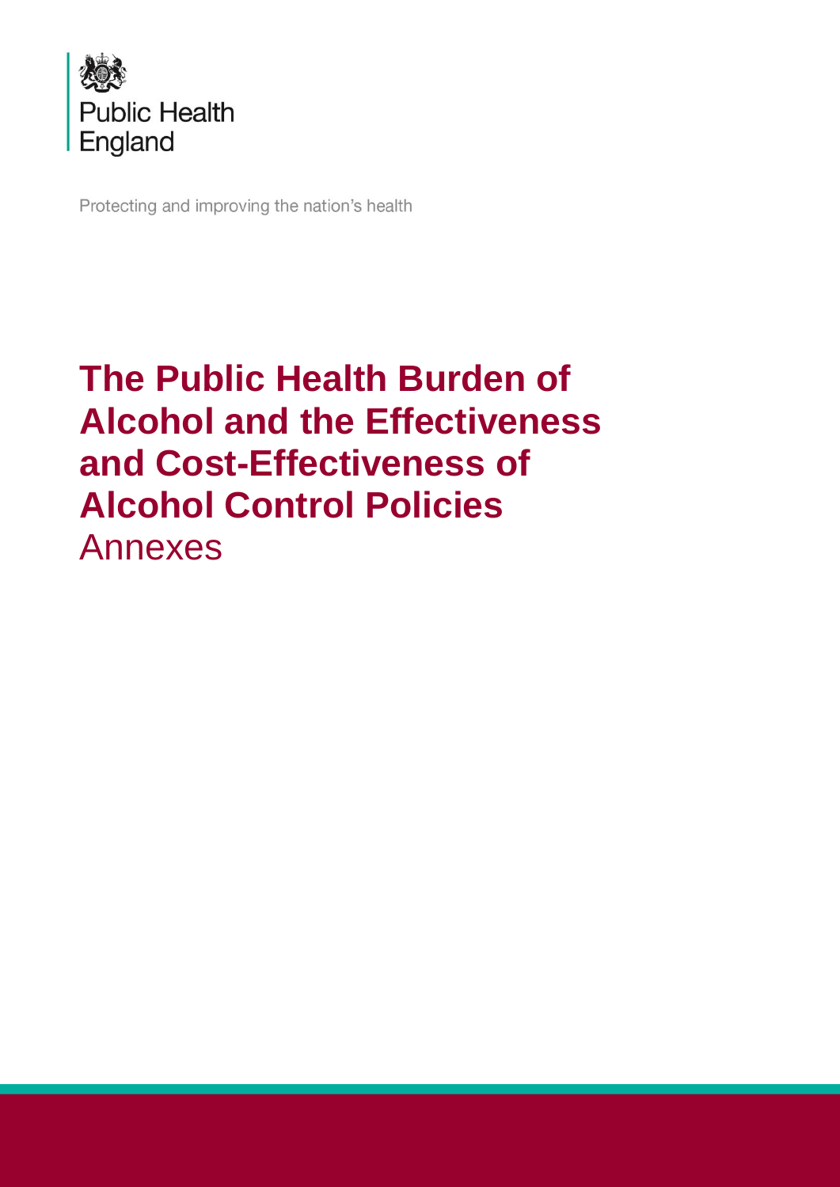Public Health England

Protecting and improving the nation's health

# The Public Health Burden of Alcohol and the Effectiveness and Cost-Effectiveness of Alcohol Control Policies

Annexes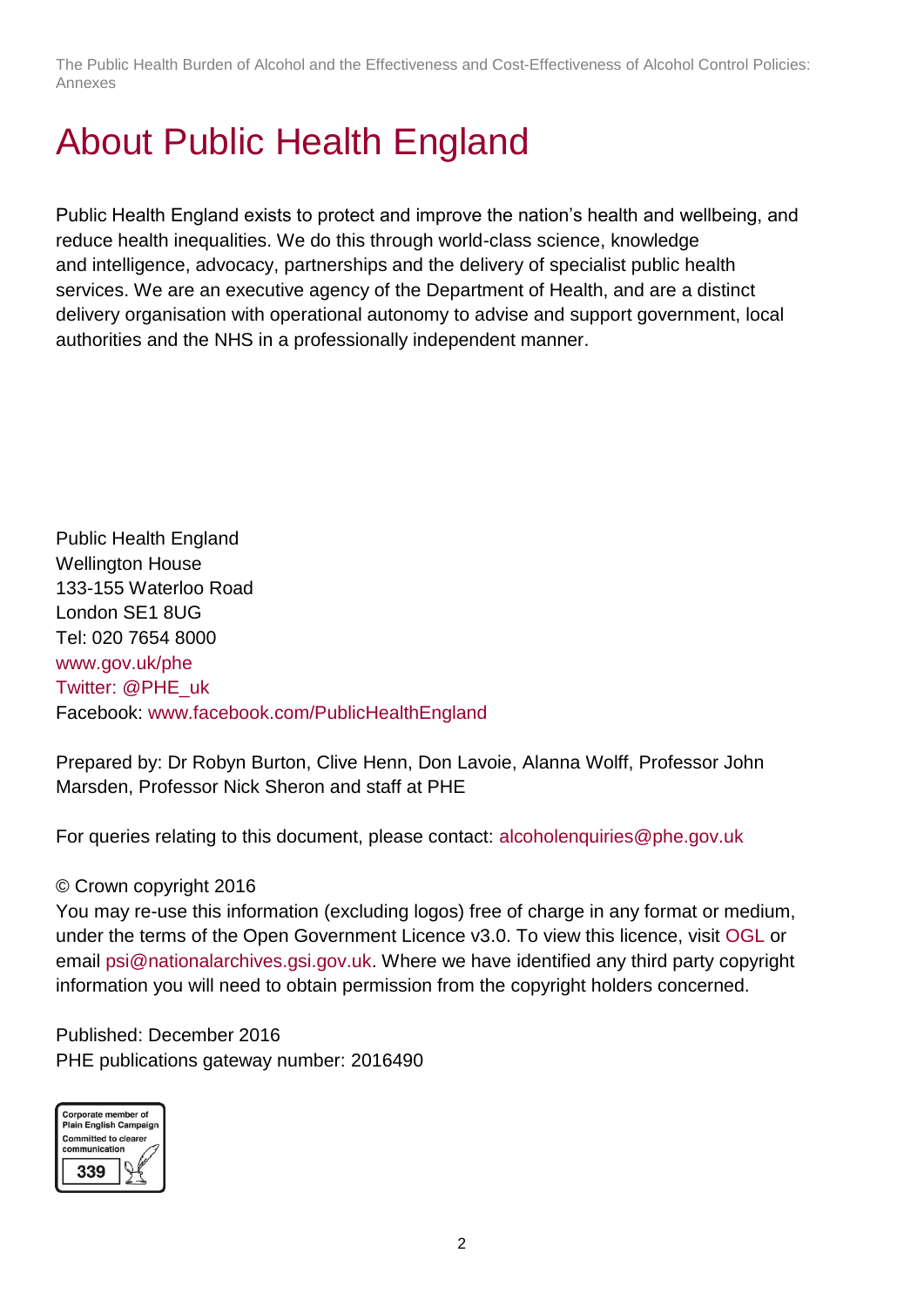# About Public Health England

Public Health England exists to protect and improve the nation's health and wellbeing, and reduce health inequalities. We do this through world-class science, knowledge and intelligence, advocacy, partnerships and the delivery of specialist public health services. We are an executive agency of the Department of Health, and are a distinct delivery organisation with operational autonomy to advise and support government, local authorities and the NHS in a professionally independent manner.

Public Health England
Wellington House
133-155 Waterloo Road
London SE1 8UG
Tel: 020 7654 8000
www.gov.uk/phe
Twitter: @PHE_uk
Facebook: www.facebook.com/PublicHealthEngland

Prepared by: Dr Robyn Burton, Clive Henn, Don Lavoie, Alanna Wolff, Professor John Marsden, Professor Nick Sheron and staff at PHE

For queries relating to this document, please contact: alcoholenquiries@phe.gov.uk

© Crown copyright 2016
You may re-use this information (excluding logos) free of charge in any format or medium, under the terms of the Open Government Licence v3.0. To view this licence, visit OGL or email psi@nationalarchives.gsi.gov.uk. Where we have identified any third party copyright information you will need to obtain permission from the copyright holders concerned.

Published: December 2016
PHE publications gateway number: 2016490

Corporate member of Plain English Campaign
Committed to clearer communication
339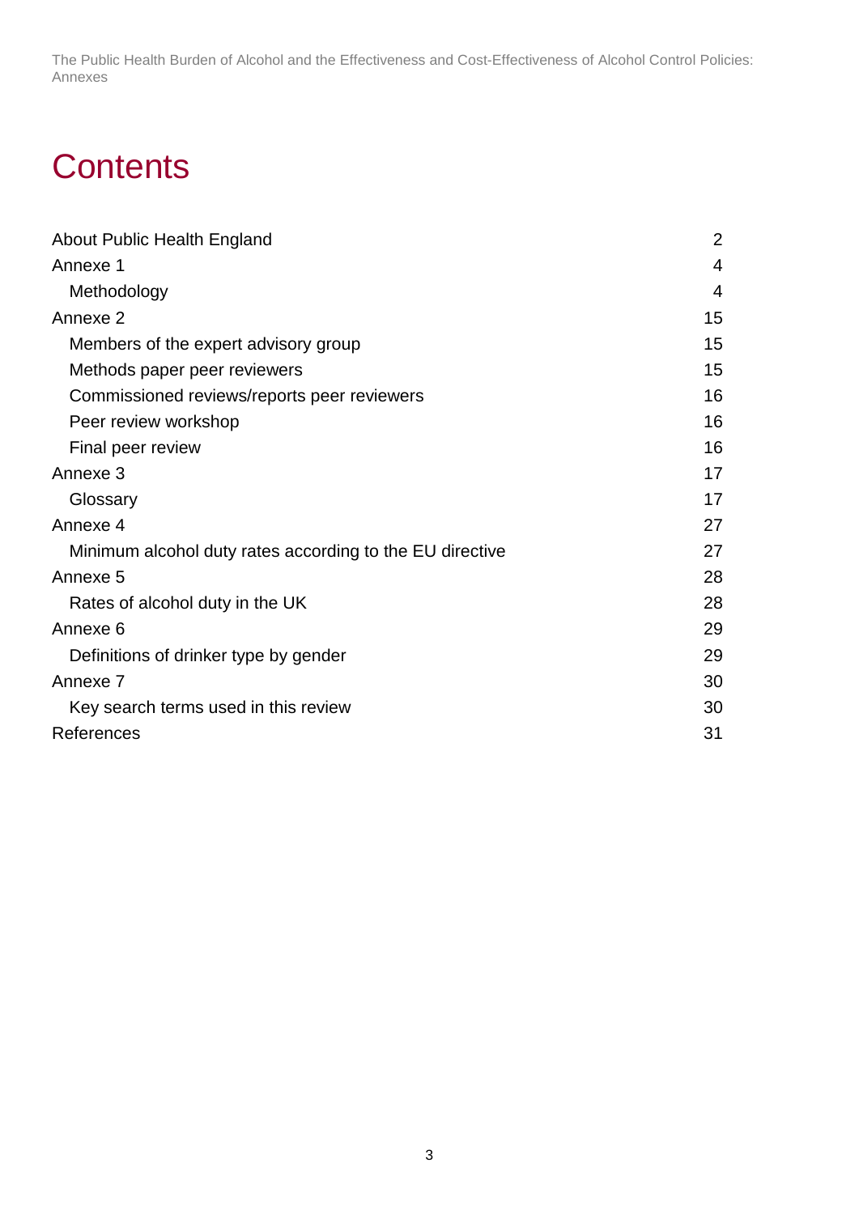# Contents

| | |
|---|---|
| About Public Health England | 2 |
| Annexe 1 | 4 |
| Methodology | 4 |
| Annexe 2 | 15 |
| Members of the expert advisory group | 15 |
| Methods paper peer reviewers | 15 |
| Commissioned reviews/reports peer reviewers | 16 |
| Peer review workshop | 16 |
| Final peer review | 16 |
| Annexe 3 | 17 |
| Glossary | 17 |
| Annexe 4 | 27 |
| Minimum alcohol duty rates according to the EU directive | 27 |
| Annexe 5 | 28 |
| Rates of alcohol duty in the UK | 28 |
| Annexe 6 | 29 |
| Definitions of drinker type by gender | 29 |
| Annexe 7 | 30 |
| Key search terms used in this review | 30 |
| References | 31 |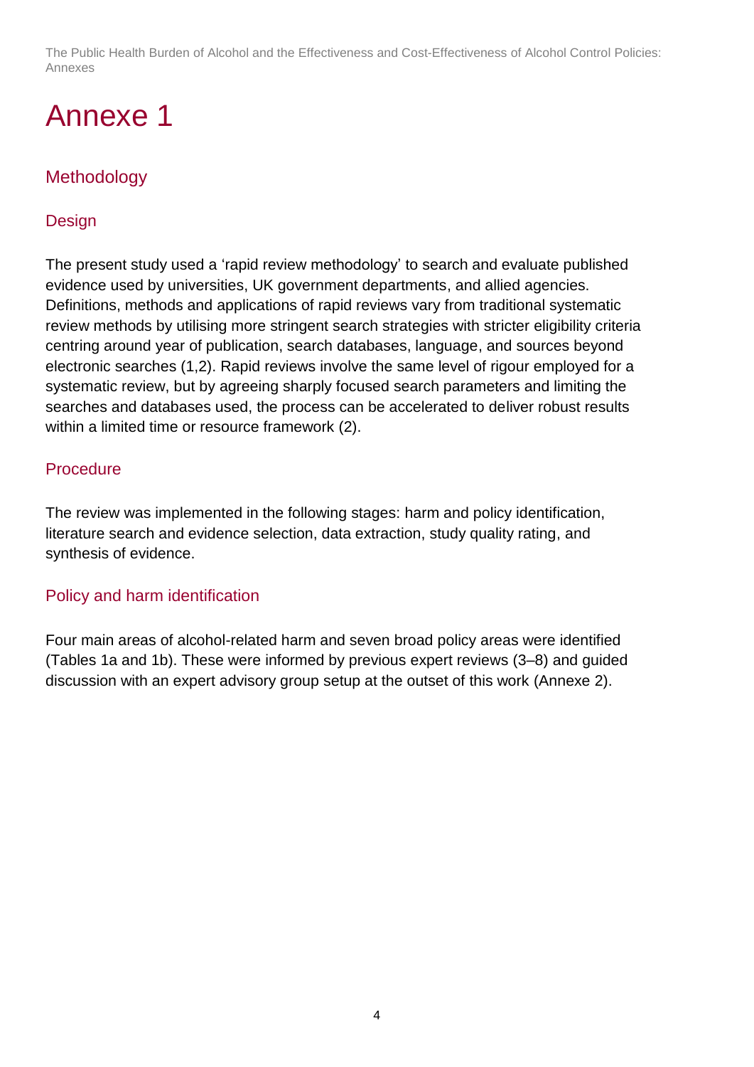# Annexe 1

## Methodology

### Design

The present study used a 'rapid review methodology' to search and evaluate published evidence used by universities, UK government departments, and allied agencies. Definitions, methods and applications of rapid reviews vary from traditional systematic review methods by utilising more stringent search strategies with stricter eligibility criteria centring around year of publication, search databases, language, and sources beyond electronic searches (1,2). Rapid reviews involve the same level of rigour employed for a systematic review, but by agreeing sharply focused search parameters and limiting the searches and databases used, the process can be accelerated to deliver robust results within a limited time or resource framework (2).

### Procedure

The review was implemented in the following stages: harm and policy identification, literature search and evidence selection, data extraction, study quality rating, and synthesis of evidence.

### Policy and harm identification

Four main areas of alcohol-related harm and seven broad policy areas were identified (Tables 1a and 1b). These were informed by previous expert reviews (3–8) and guided discussion with an expert advisory group setup at the outset of this work (Annexe 2).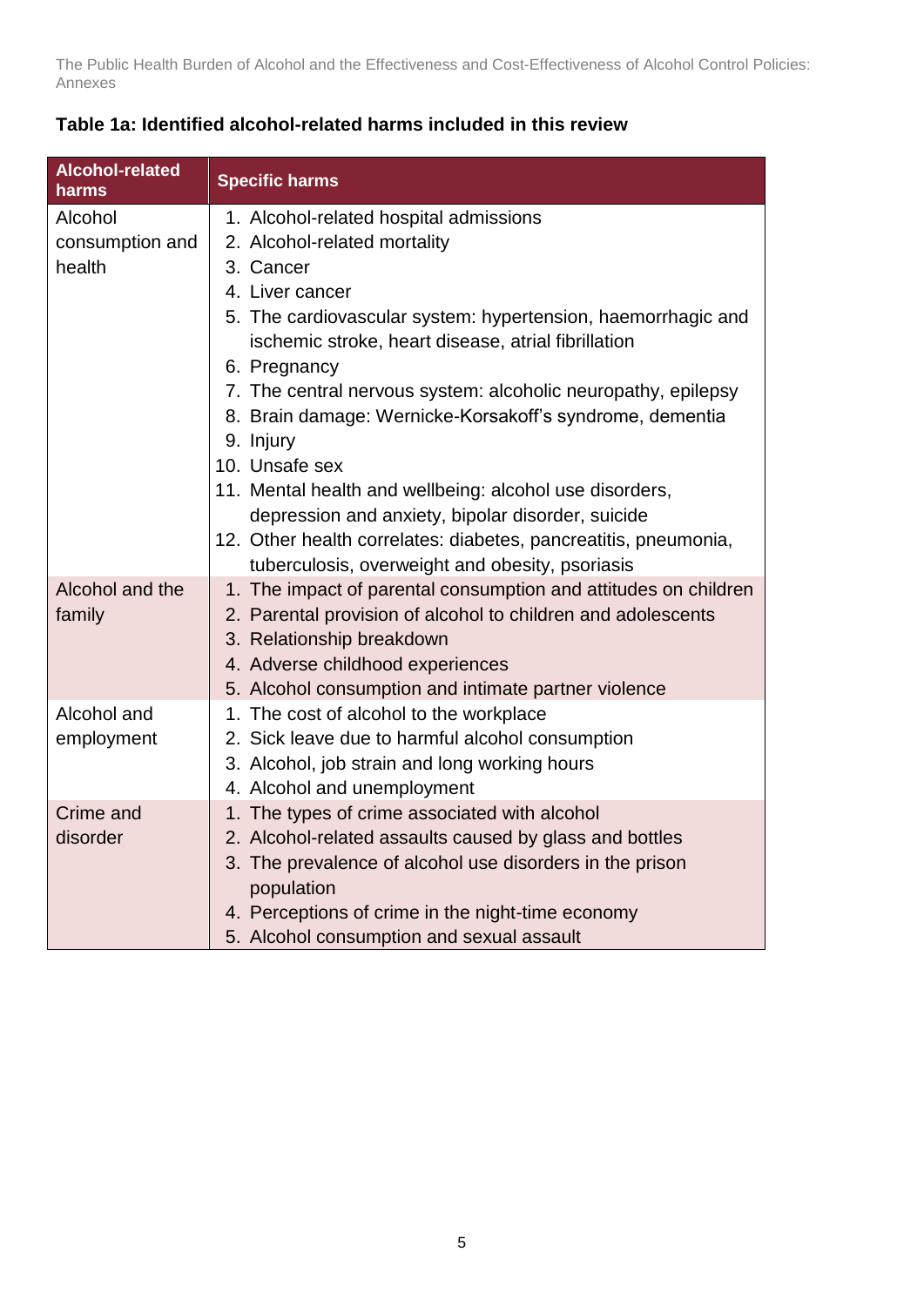**Table 1a: Identified alcohol-related harms included in this review**

| Alcohol-related harms | Specific harms |
|---|---|
| Alcohol consumption and health | 1. Alcohol-related hospital admissions<br>2. Alcohol-related mortality<br>3. Cancer<br>4. Liver cancer<br>5. The cardiovascular system: hypertension, haemorrhagic and ischemic stroke, heart disease, atrial fibrillation<br>6. Pregnancy<br>7. The central nervous system: alcoholic neuropathy, epilepsy<br>8. Brain damage: Wernicke-Korsakoff's syndrome, dementia<br>9. Injury<br>10. Unsafe sex<br>11. Mental health and wellbeing: alcohol use disorders, depression and anxiety, bipolar disorder, suicide<br>12. Other health correlates: diabetes, pancreatitis, pneumonia, tuberculosis, overweight and obesity, psoriasis |
| Alcohol and the family | 1. The impact of parental consumption and attitudes on children<br>2. Parental provision of alcohol to children and adolescents<br>3. Relationship breakdown<br>4. Adverse childhood experiences<br>5. Alcohol consumption and intimate partner violence |
| Alcohol and employment | 1. The cost of alcohol to the workplace<br>2. Sick leave due to harmful alcohol consumption<br>3. Alcohol, job strain and long working hours<br>4. Alcohol and unemployment |
| Crime and disorder | 1. The types of crime associated with alcohol<br>2. Alcohol-related assaults caused by glass and bottles<br>3. The prevalence of alcohol use disorders in the prison population<br>4. Perceptions of crime in the night-time economy<br>5. Alcohol consumption and sexual assault |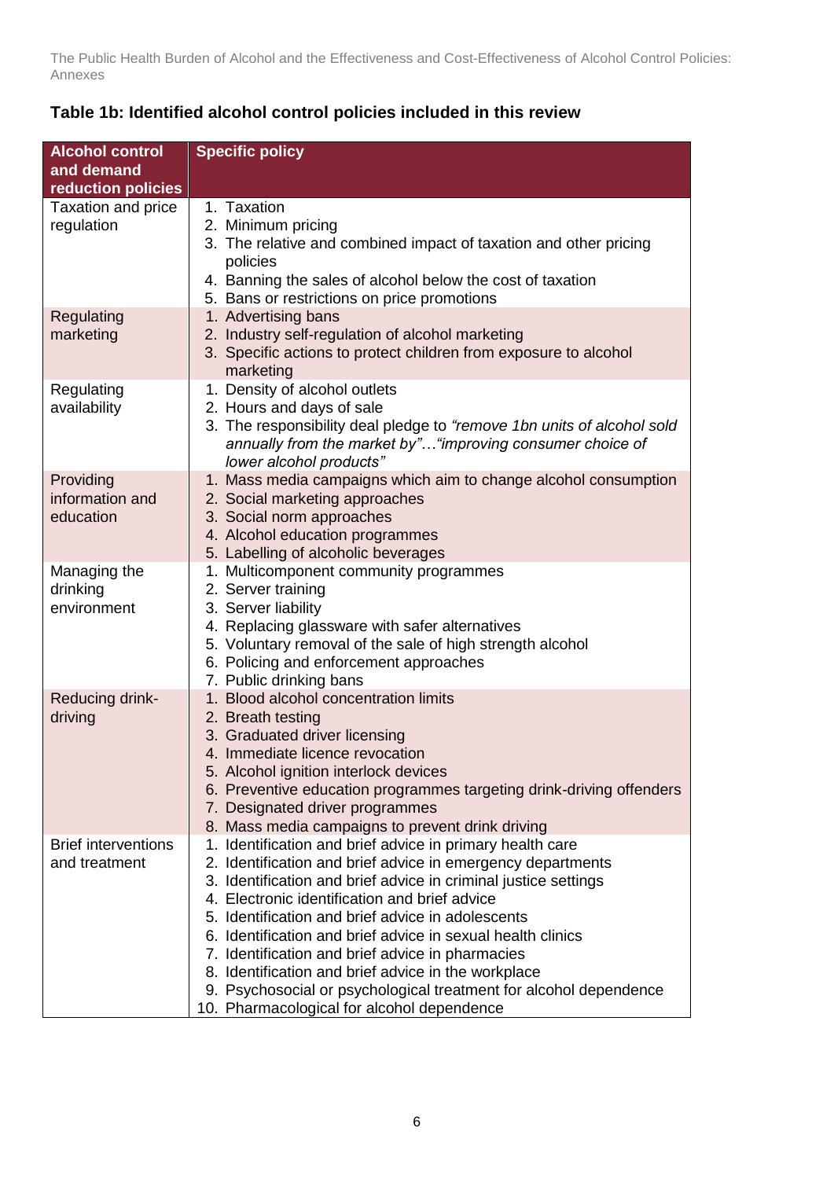### Table 1b: Identified alcohol control policies included in this review

| Alcohol control and demand reduction policies | Specific policy |
|---|---|
| Taxation and price regulation | 1. Taxation<br>2. Minimum pricing<br>3. The relative and combined impact of taxation and other pricing policies<br>4. Banning the sales of alcohol below the cost of taxation<br>5. Bans or restrictions on price promotions |
| Regulating marketing | 1. Advertising bans<br>2. Industry self-regulation of alcohol marketing<br>3. Specific actions to protect children from exposure to alcohol marketing |
| Regulating availability | 1. Density of alcohol outlets<br>2. Hours and days of sale<br>3. The responsibility deal pledge to *"remove 1bn units of alcohol sold annually from the market by"…"improving consumer choice of lower alcohol products"* |
| Providing information and education | 1. Mass media campaigns which aim to change alcohol consumption<br>2. Social marketing approaches<br>3. Social norm approaches<br>4. Alcohol education programmes<br>5. Labelling of alcoholic beverages |
| Managing the drinking environment | 1. Multicomponent community programmes<br>2. Server training<br>3. Server liability<br>4. Replacing glassware with safer alternatives<br>5. Voluntary removal of the sale of high strength alcohol<br>6. Policing and enforcement approaches<br>7. Public drinking bans |
| Reducing drink-driving | 1. Blood alcohol concentration limits<br>2. Breath testing<br>3. Graduated driver licensing<br>4. Immediate licence revocation<br>5. Alcohol ignition interlock devices<br>6. Preventive education programmes targeting drink-driving offenders<br>7. Designated driver programmes<br>8. Mass media campaigns to prevent drink driving |
| Brief interventions and treatment | 1. Identification and brief advice in primary health care<br>2. Identification and brief advice in emergency departments<br>3. Identification and brief advice in criminal justice settings<br>4. Electronic identification and brief advice<br>5. Identification and brief advice in adolescents<br>6. Identification and brief advice in sexual health clinics<br>7. Identification and brief advice in pharmacies<br>8. Identification and brief advice in the workplace<br>9. Psychosocial or psychological treatment for alcohol dependence<br>10. Pharmacological for alcohol dependence |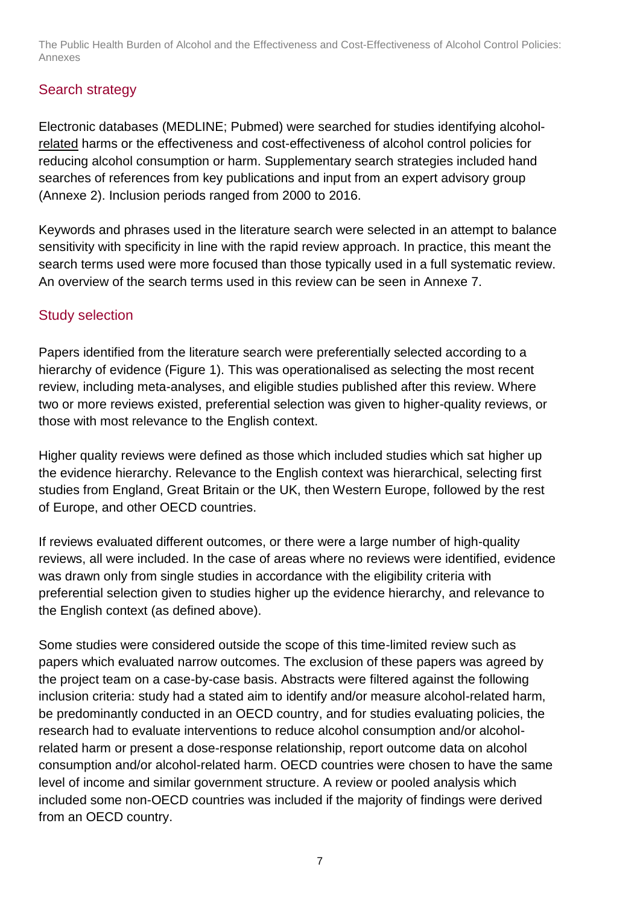## Search strategy

Electronic databases (MEDLINE; Pubmed) were searched for studies identifying alcohol-related harms or the effectiveness and cost-effectiveness of alcohol control policies for reducing alcohol consumption or harm. Supplementary search strategies included hand searches of references from key publications and input from an expert advisory group (Annexe 2). Inclusion periods ranged from 2000 to 2016.

Keywords and phrases used in the literature search were selected in an attempt to balance sensitivity with specificity in line with the rapid review approach. In practice, this meant the search terms used were more focused than those typically used in a full systematic review. An overview of the search terms used in this review can be seen in Annexe 7.

## Study selection

Papers identified from the literature search were preferentially selected according to a hierarchy of evidence (Figure 1). This was operationalised as selecting the most recent review, including meta-analyses, and eligible studies published after this review. Where two or more reviews existed, preferential selection was given to higher-quality reviews, or those with most relevance to the English context.

Higher quality reviews were defined as those which included studies which sat higher up the evidence hierarchy. Relevance to the English context was hierarchical, selecting first studies from England, Great Britain or the UK, then Western Europe, followed by the rest of Europe, and other OECD countries.

If reviews evaluated different outcomes, or there were a large number of high-quality reviews, all were included. In the case of areas where no reviews were identified, evidence was drawn only from single studies in accordance with the eligibility criteria with preferential selection given to studies higher up the evidence hierarchy, and relevance to the English context (as defined above).

Some studies were considered outside the scope of this time-limited review such as papers which evaluated narrow outcomes. The exclusion of these papers was agreed by the project team on a case-by-case basis. Abstracts were filtered against the following inclusion criteria: study had a stated aim to identify and/or measure alcohol-related harm, be predominantly conducted in an OECD country, and for studies evaluating policies, the research had to evaluate interventions to reduce alcohol consumption and/or alcohol-related harm or present a dose-response relationship, report outcome data on alcohol consumption and/or alcohol-related harm. OECD countries were chosen to have the same level of income and similar government structure. A review or pooled analysis which included some non-OECD countries was included if the majority of findings were derived from an OECD country.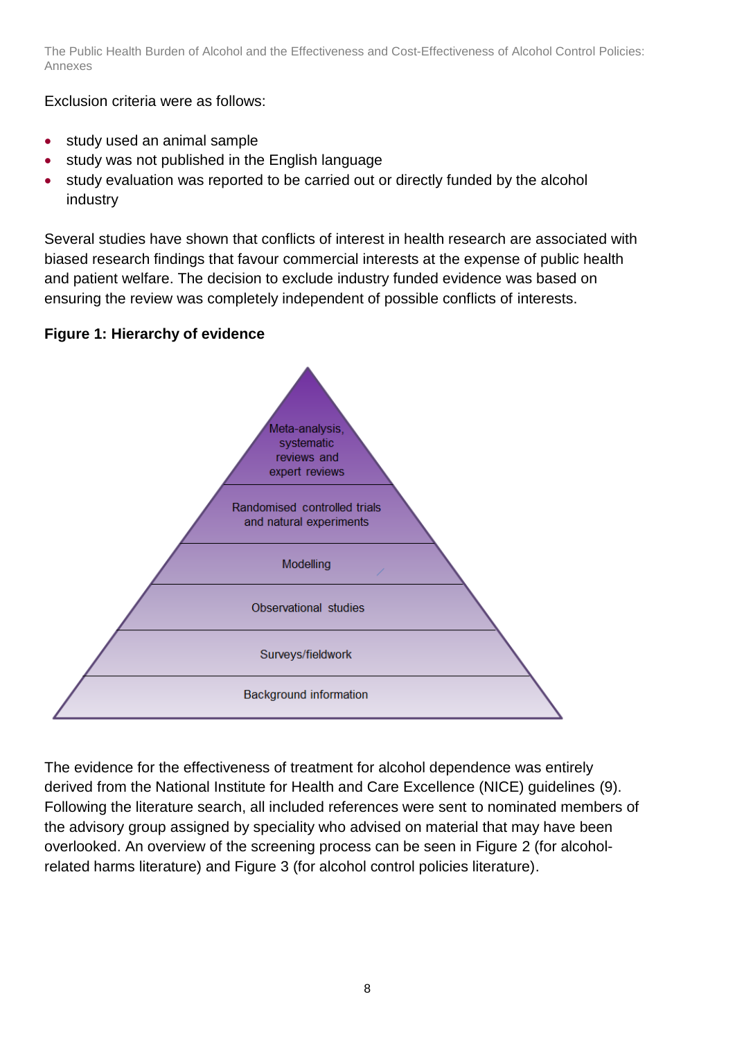Exclusion criteria were as follows:

- study used an animal sample
- study was not published in the English language
- study evaluation was reported to be carried out or directly funded by the alcohol industry

Several studies have shown that conflicts of interest in health research are associated with biased research findings that favour commercial interests at the expense of public health and patient welfare. The decision to exclude industry funded evidence was based on ensuring the review was completely independent of possible conflicts of interests.

**Figure 1: Hierarchy of evidence**

- Meta-analysis, systematic reviews and expert reviews
- Randomised controlled trials and natural experiments
- Modelling
- Observational studies
- Surveys/fieldwork
- Background information

The evidence for the effectiveness of treatment for alcohol dependence was entirely derived from the National Institute for Health and Care Excellence (NICE) guidelines (9). Following the literature search, all included references were sent to nominated members of the advisory group assigned by speciality who advised on material that may have been overlooked. An overview of the screening process can be seen in Figure 2 (for alcohol-related harms literature) and Figure 3 (for alcohol control policies literature).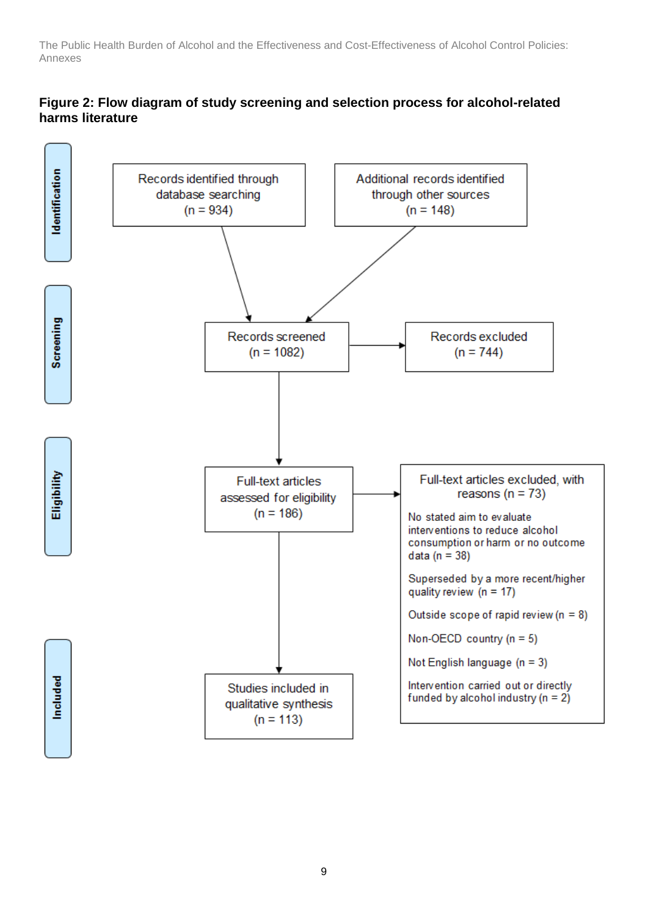**Figure 2: Flow diagram of study screening and selection process for alcohol-related harms literature**

**Identification**

Records identified through database searching (n = 934)

Additional records identified through other sources (n = 148)

**Screening**

Records screened (n = 1082)

Records excluded (n = 744)

**Eligibility**

Full-text articles assessed for eligibility (n = 186)

Full-text articles excluded, with reasons (n = 73)

- No stated aim to evaluate interventions to reduce alcohol consumption or harm or no outcome data (n = 38)
- Superseded by a more recent/higher quality review (n = 17)
- Outside scope of rapid review (n = 8)
- Non-OECD country (n = 5)
- Not English language (n = 3)
- Intervention carried out or directly funded by alcohol industry (n = 2)

**Included**

Studies included in qualitative synthesis (n = 113)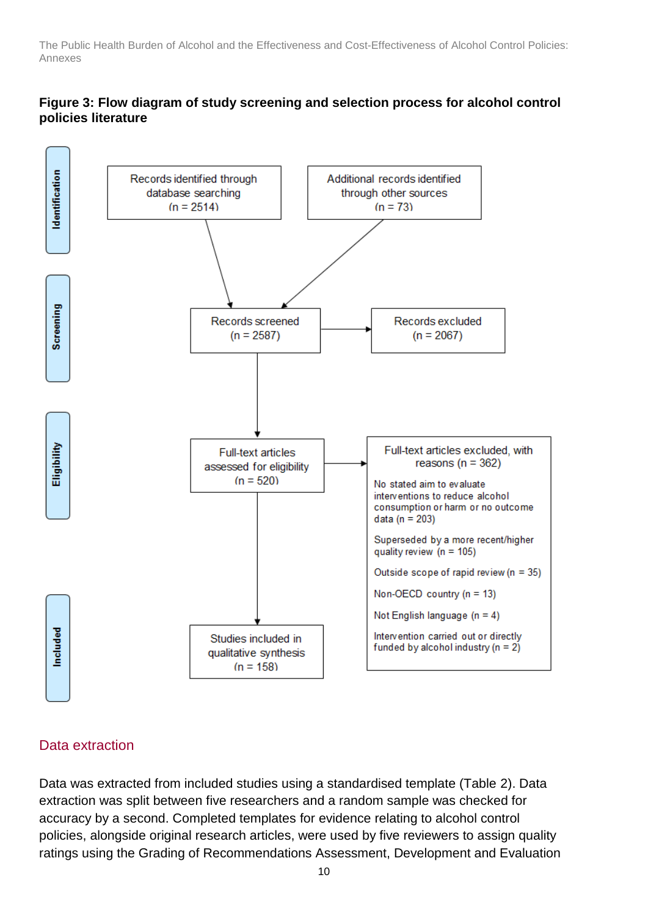**Figure 3: Flow diagram of study screening and selection process for alcohol control policies literature**

**Identification**

- Records identified through database searching (n = 2514)
- Additional records identified through other sources (n = 73)

**Screening**

- Records screened (n = 2587)
- Records excluded (n = 2067)

**Eligibility**

- Full-text articles assessed for eligibility (n = 520)
- Full-text articles excluded, with reasons (n = 362)
  - No stated aim to evaluate interventions to reduce alcohol consumption or harm or no outcome data (n = 203)
  - Superseded by a more recent/higher quality review (n = 105)
  - Outside scope of rapid review (n = 35)
  - Non-OECD country (n = 13)
  - Not English language (n = 4)
  - Intervention carried out or directly funded by alcohol industry (n = 2)

**Included**

- Studies included in qualitative synthesis (n = 158)

## Data extraction

Data was extracted from included studies using a standardised template (Table 2). Data extraction was split between five researchers and a random sample was checked for accuracy by a second. Completed templates for evidence relating to alcohol control policies, alongside original research articles, were used by five reviewers to assign quality ratings using the Grading of Recommendations Assessment, Development and Evaluation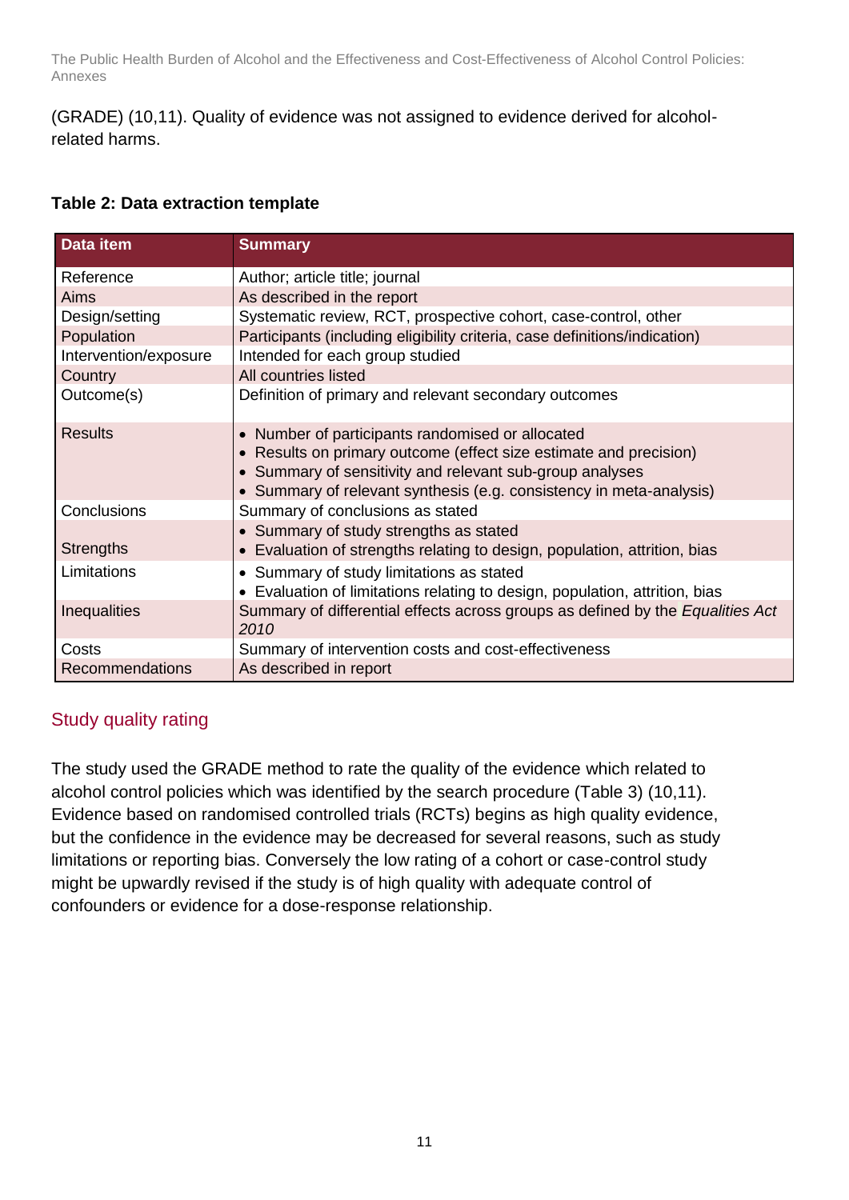(GRADE) (10,11). Quality of evidence was not assigned to evidence derived for alcohol-related harms.

**Table 2: Data extraction template**

| Data item | Summary |
|---|---|
| Reference | Author; article title; journal |
| Aims | As described in the report |
| Design/setting | Systematic review, RCT, prospective cohort, case-control, other |
| Population | Participants (including eligibility criteria, case definitions/indication) |
| Intervention/exposure | Intended for each group studied |
| Country | All countries listed |
| Outcome(s) | Definition of primary and relevant secondary outcomes |
| Results | • Number of participants randomised or allocated<br>• Results on primary outcome (effect size estimate and precision)<br>• Summary of sensitivity and relevant sub-group analyses<br>• Summary of relevant synthesis (e.g. consistency in meta-analysis) |
| Conclusions | Summary of conclusions as stated |
| Strengths | • Summary of study strengths as stated<br>• Evaluation of strengths relating to design, population, attrition, bias |
| Limitations | • Summary of study limitations as stated<br>• Evaluation of limitations relating to design, population, attrition, bias |
| Inequalities | Summary of differential effects across groups as defined by the *Equalities Act 2010* |
| Costs | Summary of intervention costs and cost-effectiveness |
| Recommendations | As described in report |

## Study quality rating

The study used the GRADE method to rate the quality of the evidence which related to alcohol control policies which was identified by the search procedure (Table 3) (10,11). Evidence based on randomised controlled trials (RCTs) begins as high quality evidence, but the confidence in the evidence may be decreased for several reasons, such as study limitations or reporting bias. Conversely the low rating of a cohort or case-control study might be upwardly revised if the study is of high quality with adequate control of confounders or evidence for a dose-response relationship.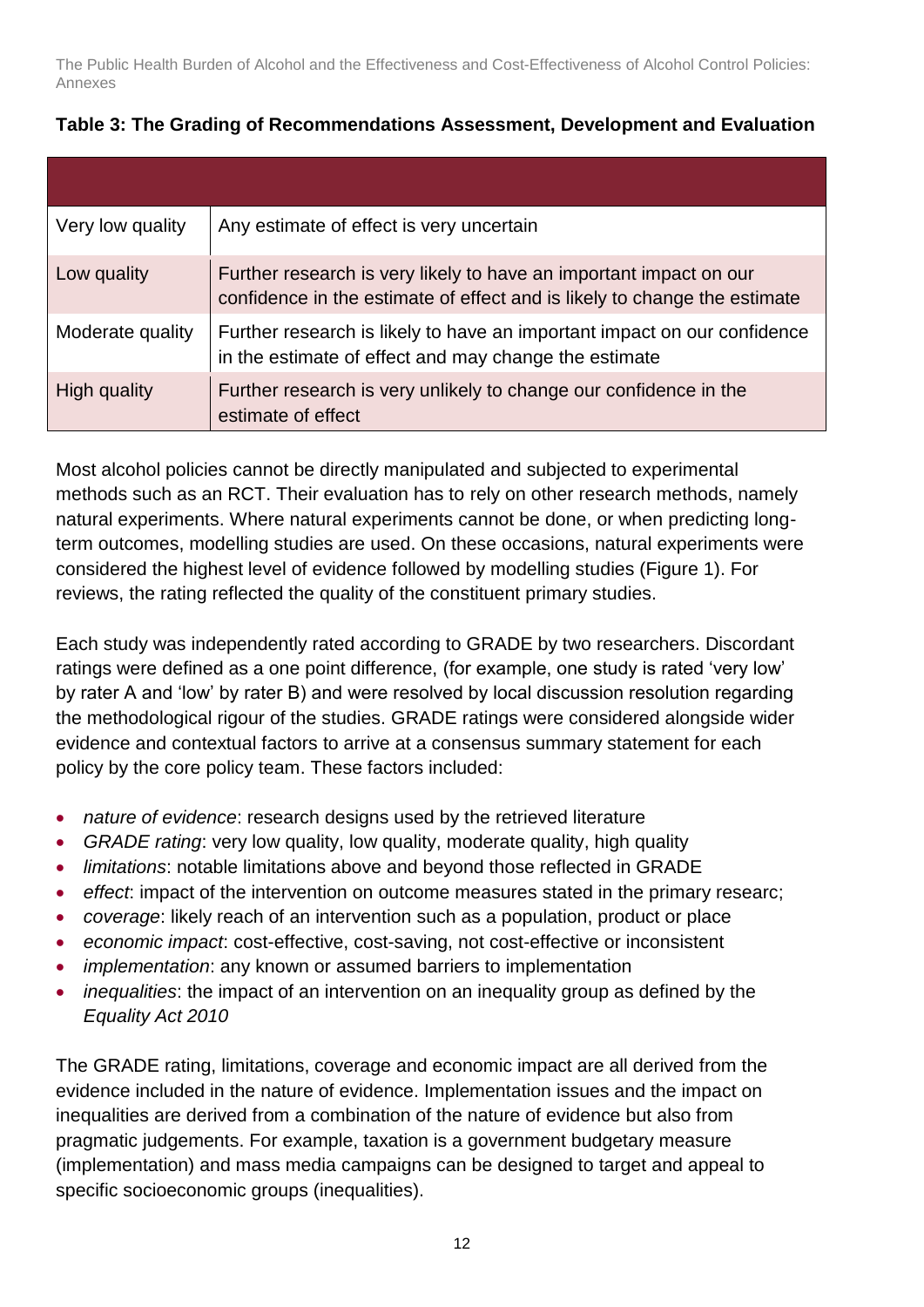**Table 3: The Grading of Recommendations Assessment, Development and Evaluation**

| | |
|---|---|
| Very low quality | Any estimate of effect is very uncertain |
| Low quality | Further research is very likely to have an important impact on our confidence in the estimate of effect and is likely to change the estimate |
| Moderate quality | Further research is likely to have an important impact on our confidence in the estimate of effect and may change the estimate |
| High quality | Further research is very unlikely to change our confidence in the estimate of effect |

Most alcohol policies cannot be directly manipulated and subjected to experimental methods such as an RCT. Their evaluation has to rely on other research methods, namely natural experiments. Where natural experiments cannot be done, or when predicting long-term outcomes, modelling studies are used. On these occasions, natural experiments were considered the highest level of evidence followed by modelling studies (Figure 1). For reviews, the rating reflected the quality of the constituent primary studies.

Each study was independently rated according to GRADE by two researchers. Discordant ratings were defined as a one point difference, (for example, one study is rated 'very low' by rater A and 'low' by rater B) and were resolved by local discussion resolution regarding the methodological rigour of the studies. GRADE ratings were considered alongside wider evidence and contextual factors to arrive at a consensus summary statement for each policy by the core policy team. These factors included:

- *nature of evidence*: research designs used by the retrieved literature
- *GRADE rating*: very low quality, low quality, moderate quality, high quality
- *limitations*: notable limitations above and beyond those reflected in GRADE
- *effect*: impact of the intervention on outcome measures stated in the primary researc;
- *coverage*: likely reach of an intervention such as a population, product or place
- *economic impact*: cost-effective, cost-saving, not cost-effective or inconsistent
- *implementation*: any known or assumed barriers to implementation
- *inequalities*: the impact of an intervention on an inequality group as defined by the *Equality Act 2010*

The GRADE rating, limitations, coverage and economic impact are all derived from the evidence included in the nature of evidence. Implementation issues and the impact on inequalities are derived from a combination of the nature of evidence but also from pragmatic judgements. For example, taxation is a government budgetary measure (implementation) and mass media campaigns can be designed to target and appeal to specific socioeconomic groups (inequalities).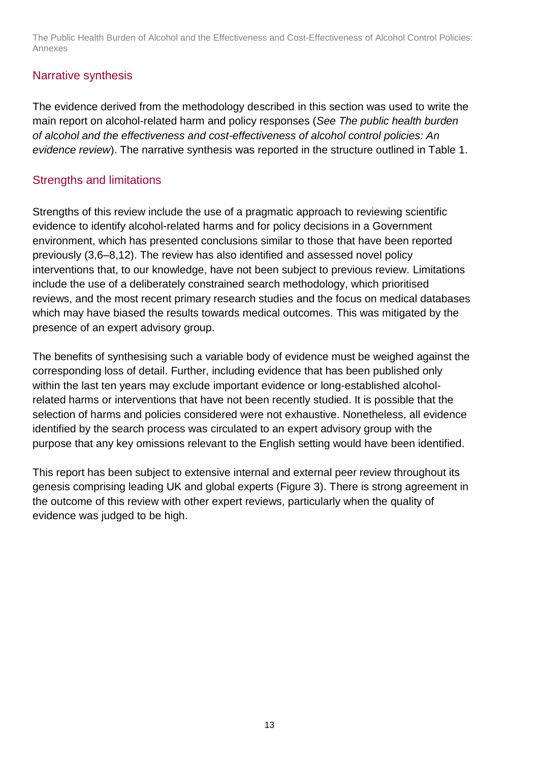## Narrative synthesis

The evidence derived from the methodology described in this section was used to write the main report on alcohol-related harm and policy responses (*See The public health burden of alcohol and the effectiveness and cost-effectiveness of alcohol control policies: An evidence review*). The narrative synthesis was reported in the structure outlined in Table 1.

## Strengths and limitations

Strengths of this review include the use of a pragmatic approach to reviewing scientific evidence to identify alcohol-related harms and for policy decisions in a Government environment, which has presented conclusions similar to those that have been reported previously (3,6–8,12). The review has also identified and assessed novel policy interventions that, to our knowledge, have not been subject to previous review. Limitations include the use of a deliberately constrained search methodology, which prioritised reviews, and the most recent primary research studies and the focus on medical databases which may have biased the results towards medical outcomes. This was mitigated by the presence of an expert advisory group.

The benefits of synthesising such a variable body of evidence must be weighed against the corresponding loss of detail. Further, including evidence that has been published only within the last ten years may exclude important evidence or long-established alcohol-related harms or interventions that have not been recently studied. It is possible that the selection of harms and policies considered were not exhaustive. Nonetheless, all evidence identified by the search process was circulated to an expert advisory group with the purpose that any key omissions relevant to the English setting would have been identified.

This report has been subject to extensive internal and external peer review throughout its genesis comprising leading UK and global experts (Figure 3). There is strong agreement in the outcome of this review with other expert reviews, particularly when the quality of evidence was judged to be high.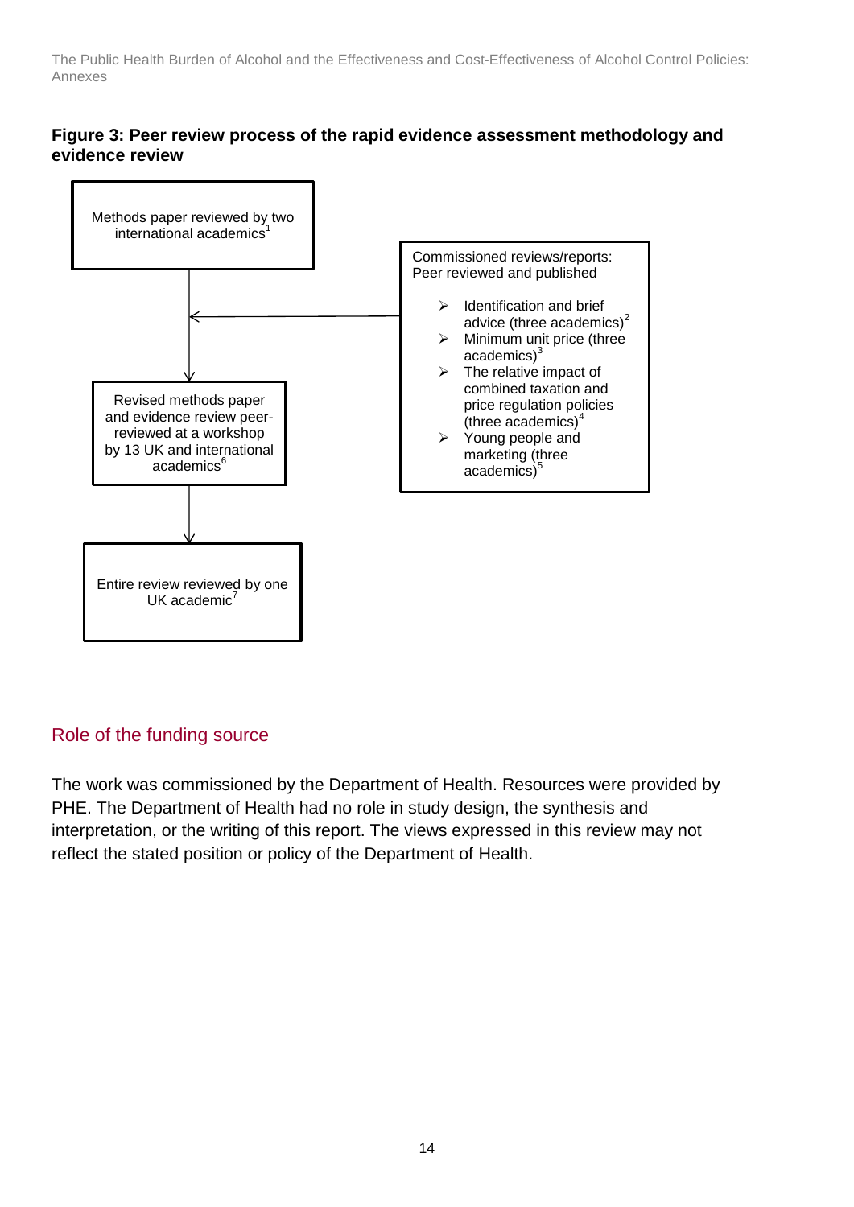**Figure 3: Peer review process of the rapid evidence assessment methodology and evidence review**

Methods paper reviewed by two international academics[1]

Commissioned reviews/reports: Peer reviewed and published

- Identification and brief advice (three academics)[2]
- Minimum unit price (three academics)[3]
- The relative impact of combined taxation and price regulation policies (three academics)[4]
- Young people and marketing (three academics)[5]

Revised methods paper and evidence review peer-reviewed at a workshop by 13 UK and international academics[6]

Entire review reviewed by one UK academic[7]

## Role of the funding source

The work was commissioned by the Department of Health. Resources were provided by PHE. The Department of Health had no role in study design, the synthesis and interpretation, or the writing of this report. The views expressed in this review may not reflect the stated position or policy of the Department of Health.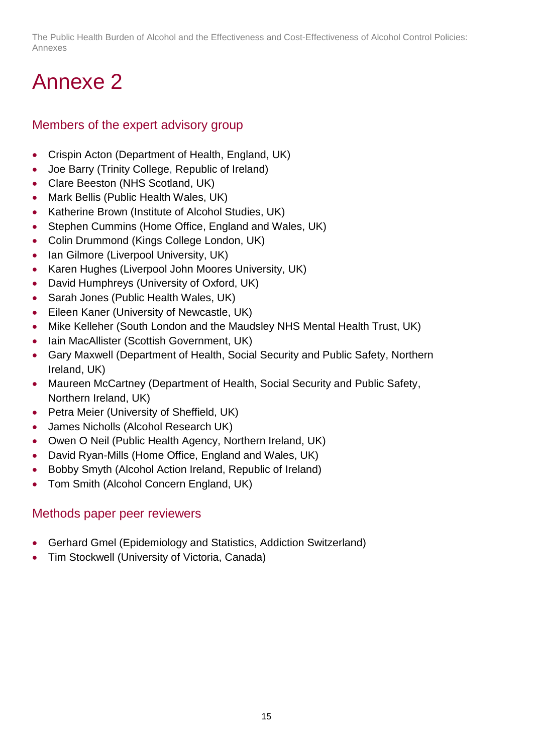# Annexe 2

## Members of the expert advisory group

- Crispin Acton (Department of Health, England, UK)
- Joe Barry (Trinity College, Republic of Ireland)
- Clare Beeston (NHS Scotland, UK)
- Mark Bellis (Public Health Wales, UK)
- Katherine Brown (Institute of Alcohol Studies, UK)
- Stephen Cummins (Home Office, England and Wales, UK)
- Colin Drummond (Kings College London, UK)
- Ian Gilmore (Liverpool University, UK)
- Karen Hughes (Liverpool John Moores University, UK)
- David Humphreys (University of Oxford, UK)
- Sarah Jones (Public Health Wales, UK)
- Eileen Kaner (University of Newcastle, UK)
- Mike Kelleher (South London and the Maudsley NHS Mental Health Trust, UK)
- Iain MacAllister (Scottish Government, UK)
- Gary Maxwell (Department of Health, Social Security and Public Safety, Northern Ireland, UK)
- Maureen McCartney (Department of Health, Social Security and Public Safety, Northern Ireland, UK)
- Petra Meier (University of Sheffield, UK)
- James Nicholls (Alcohol Research UK)
- Owen O Neil (Public Health Agency, Northern Ireland, UK)
- David Ryan-Mills (Home Office, England and Wales, UK)
- Bobby Smyth (Alcohol Action Ireland, Republic of Ireland)
- Tom Smith (Alcohol Concern England, UK)

## Methods paper peer reviewers

- Gerhard Gmel (Epidemiology and Statistics, Addiction Switzerland)
- Tim Stockwell (University of Victoria, Canada)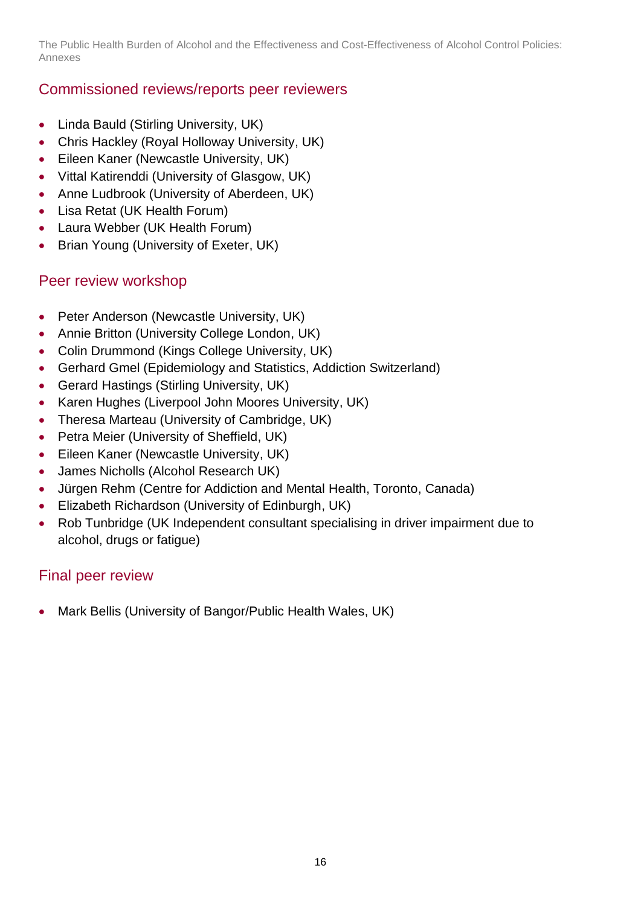## Commissioned reviews/reports peer reviewers

- Linda Bauld (Stirling University, UK)
- Chris Hackley (Royal Holloway University, UK)
- Eileen Kaner (Newcastle University, UK)
- Vittal Katirenddi (University of Glasgow, UK)
- Anne Ludbrook (University of Aberdeen, UK)
- Lisa Retat (UK Health Forum)
- Laura Webber (UK Health Forum)
- Brian Young (University of Exeter, UK)

## Peer review workshop

- Peter Anderson (Newcastle University, UK)
- Annie Britton (University College London, UK)
- Colin Drummond (Kings College University, UK)
- Gerhard Gmel (Epidemiology and Statistics, Addiction Switzerland)
- Gerard Hastings (Stirling University, UK)
- Karen Hughes (Liverpool John Moores University, UK)
- Theresa Marteau (University of Cambridge, UK)
- Petra Meier (University of Sheffield, UK)
- Eileen Kaner (Newcastle University, UK)
- James Nicholls (Alcohol Research UK)
- Jürgen Rehm (Centre for Addiction and Mental Health, Toronto, Canada)
- Elizabeth Richardson (University of Edinburgh, UK)
- Rob Tunbridge (UK Independent consultant specialising in driver impairment due to alcohol, drugs or fatigue)

## Final peer review

- Mark Bellis (University of Bangor/Public Health Wales, UK)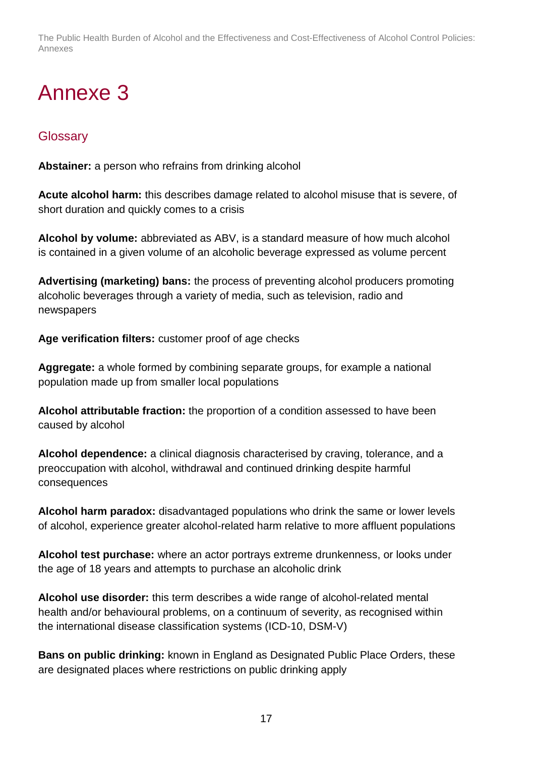# Annexe 3

## Glossary

**Abstainer:** a person who refrains from drinking alcohol

**Acute alcohol harm:** this describes damage related to alcohol misuse that is severe, of short duration and quickly comes to a crisis

**Alcohol by volume:** abbreviated as ABV, is a standard measure of how much alcohol is contained in a given volume of an alcoholic beverage expressed as volume percent

**Advertising (marketing) bans:** the process of preventing alcohol producers promoting alcoholic beverages through a variety of media, such as television, radio and newspapers

**Age verification filters:** customer proof of age checks

**Aggregate:** a whole formed by combining separate groups, for example a national population made up from smaller local populations

**Alcohol attributable fraction:** the proportion of a condition assessed to have been caused by alcohol

**Alcohol dependence:** a clinical diagnosis characterised by craving, tolerance, and a preoccupation with alcohol, withdrawal and continued drinking despite harmful consequences

**Alcohol harm paradox:** disadvantaged populations who drink the same or lower levels of alcohol, experience greater alcohol-related harm relative to more affluent populations

**Alcohol test purchase:** where an actor portrays extreme drunkenness, or looks under the age of 18 years and attempts to purchase an alcoholic drink

**Alcohol use disorder:** this term describes a wide range of alcohol-related mental health and/or behavioural problems, on a continuum of severity, as recognised within the international disease classification systems (ICD-10, DSM-V)

**Bans on public drinking:** known in England as Designated Public Place Orders, these are designated places where restrictions on public drinking apply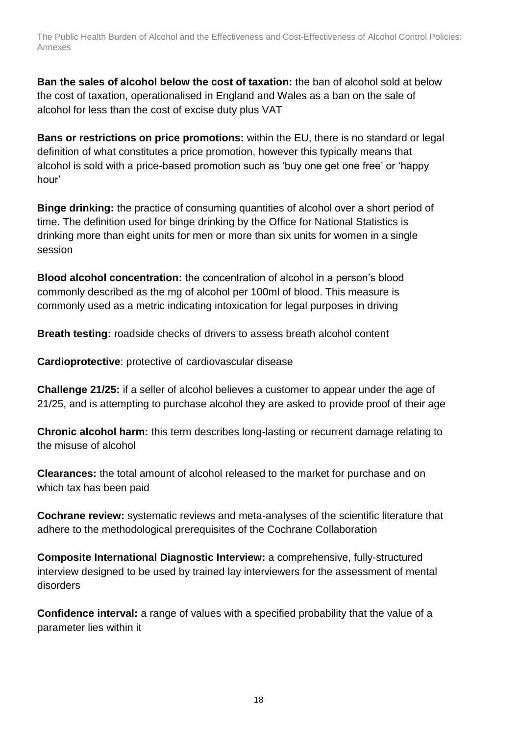**Ban the sales of alcohol below the cost of taxation:** the ban of alcohol sold at below the cost of taxation, operationalised in England and Wales as a ban on the sale of alcohol for less than the cost of excise duty plus VAT

**Bans or restrictions on price promotions:** within the EU, there is no standard or legal definition of what constitutes a price promotion, however this typically means that alcohol is sold with a price-based promotion such as 'buy one get one free' or 'happy hour'

**Binge drinking:** the practice of consuming quantities of alcohol over a short period of time. The definition used for binge drinking by the Office for National Statistics is drinking more than eight units for men or more than six units for women in a single session

**Blood alcohol concentration:** the concentration of alcohol in a person's blood commonly described as the mg of alcohol per 100ml of blood. This measure is commonly used as a metric indicating intoxication for legal purposes in driving

**Breath testing:** roadside checks of drivers to assess breath alcohol content

**Cardioprotective**: protective of cardiovascular disease

**Challenge 21/25:** if a seller of alcohol believes a customer to appear under the age of 21/25, and is attempting to purchase alcohol they are asked to provide proof of their age

**Chronic alcohol harm:** this term describes long-lasting or recurrent damage relating to the misuse of alcohol

**Clearances:** the total amount of alcohol released to the market for purchase and on which tax has been paid

**Cochrane review:** systematic reviews and meta-analyses of the scientific literature that adhere to the methodological prerequisites of the Cochrane Collaboration

**Composite International Diagnostic Interview:** a comprehensive, fully-structured interview designed to be used by trained lay interviewers for the assessment of mental disorders

**Confidence interval:** a range of values with a specified probability that the value of a parameter lies within it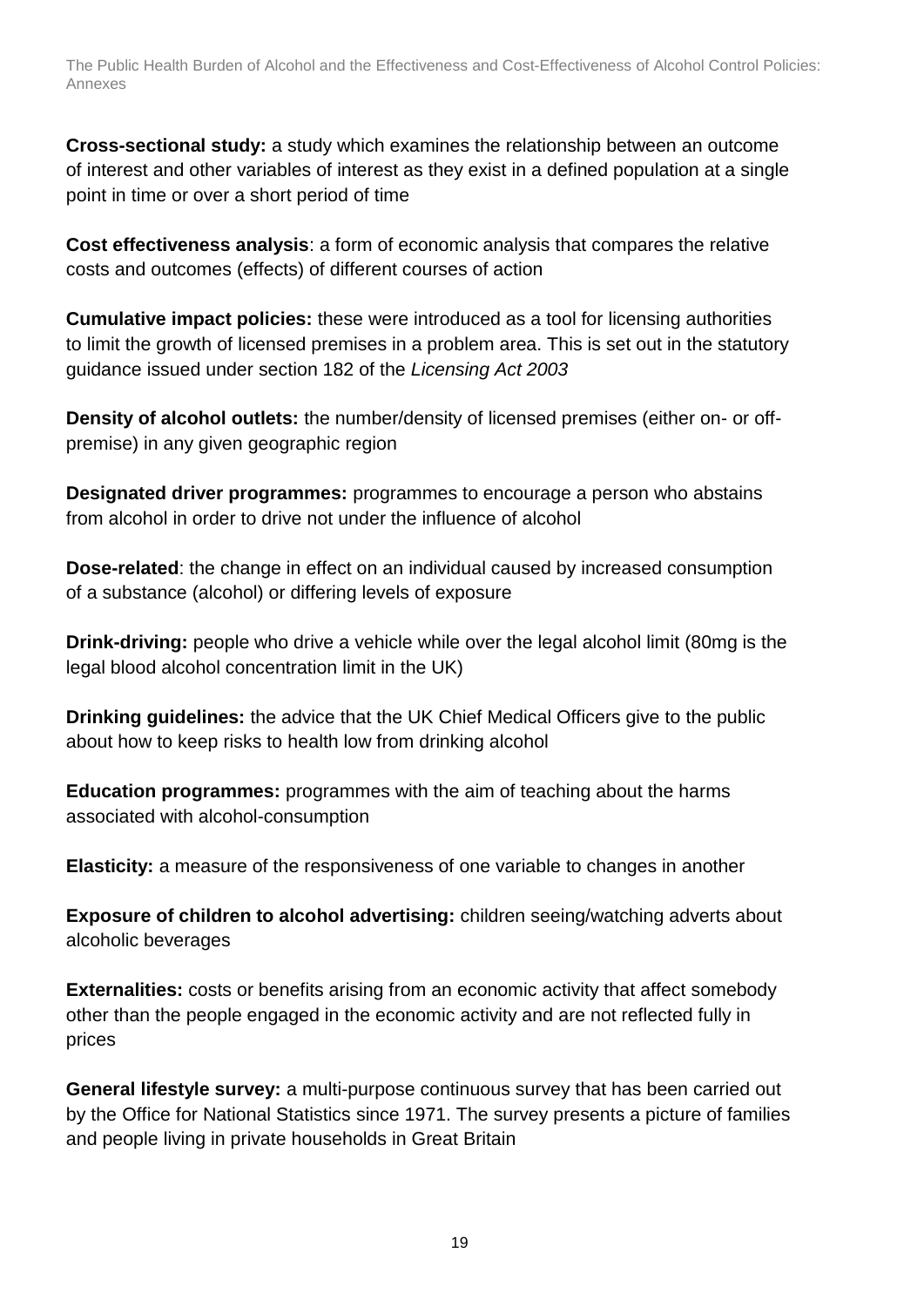**Cross-sectional study:** a study which examines the relationship between an outcome of interest and other variables of interest as they exist in a defined population at a single point in time or over a short period of time

**Cost effectiveness analysis**: a form of economic analysis that compares the relative costs and outcomes (effects) of different courses of action

**Cumulative impact policies:** these were introduced as a tool for licensing authorities to limit the growth of licensed premises in a problem area. This is set out in the statutory guidance issued under section 182 of the *Licensing Act 2003*

**Density of alcohol outlets:** the number/density of licensed premises (either on- or off-premise) in any given geographic region

**Designated driver programmes:** programmes to encourage a person who abstains from alcohol in order to drive not under the influence of alcohol

**Dose-related**: the change in effect on an individual caused by increased consumption of a substance (alcohol) or differing levels of exposure

**Drink-driving:** people who drive a vehicle while over the legal alcohol limit (80mg is the legal blood alcohol concentration limit in the UK)

**Drinking guidelines:** the advice that the UK Chief Medical Officers give to the public about how to keep risks to health low from drinking alcohol

**Education programmes:** programmes with the aim of teaching about the harms associated with alcohol-consumption

**Elasticity:** a measure of the responsiveness of one variable to changes in another

**Exposure of children to alcohol advertising:** children seeing/watching adverts about alcoholic beverages

**Externalities:** costs or benefits arising from an economic activity that affect somebody other than the people engaged in the economic activity and are not reflected fully in prices

**General lifestyle survey:** a multi-purpose continuous survey that has been carried out by the Office for National Statistics since 1971. The survey presents a picture of families and people living in private households in Great Britain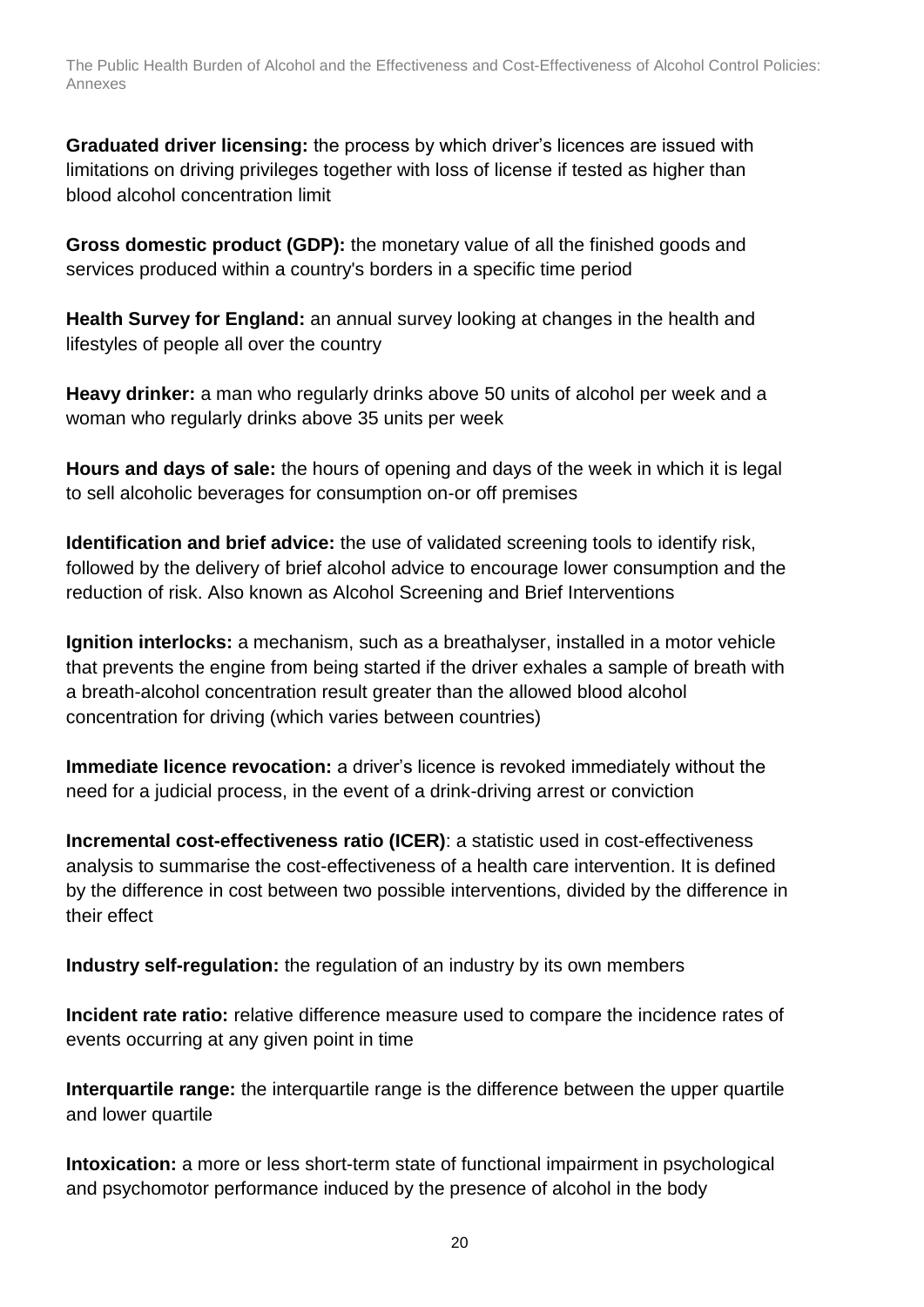**Graduated driver licensing:** the process by which driver's licences are issued with limitations on driving privileges together with loss of license if tested as higher than blood alcohol concentration limit

**Gross domestic product (GDP):** the monetary value of all the finished goods and services produced within a country's borders in a specific time period

**Health Survey for England:** an annual survey looking at changes in the health and lifestyles of people all over the country

**Heavy drinker:** a man who regularly drinks above 50 units of alcohol per week and a woman who regularly drinks above 35 units per week

**Hours and days of sale:** the hours of opening and days of the week in which it is legal to sell alcoholic beverages for consumption on-or off premises

**Identification and brief advice:** the use of validated screening tools to identify risk, followed by the delivery of brief alcohol advice to encourage lower consumption and the reduction of risk. Also known as Alcohol Screening and Brief Interventions

**Ignition interlocks:** a mechanism, such as a breathalyser, installed in a motor vehicle that prevents the engine from being started if the driver exhales a sample of breath with a breath-alcohol concentration result greater than the allowed blood alcohol concentration for driving (which varies between countries)

**Immediate licence revocation:** a driver's licence is revoked immediately without the need for a judicial process, in the event of a drink-driving arrest or conviction

**Incremental cost-effectiveness ratio (ICER)**: a statistic used in cost-effectiveness analysis to summarise the cost-effectiveness of a health care intervention. It is defined by the difference in cost between two possible interventions, divided by the difference in their effect

**Industry self-regulation:** the regulation of an industry by its own members

**Incident rate ratio:** relative difference measure used to compare the incidence rates of events occurring at any given point in time

**Interquartile range:** the interquartile range is the difference between the upper quartile and lower quartile

**Intoxication:** a more or less short-term state of functional impairment in psychological and psychomotor performance induced by the presence of alcohol in the body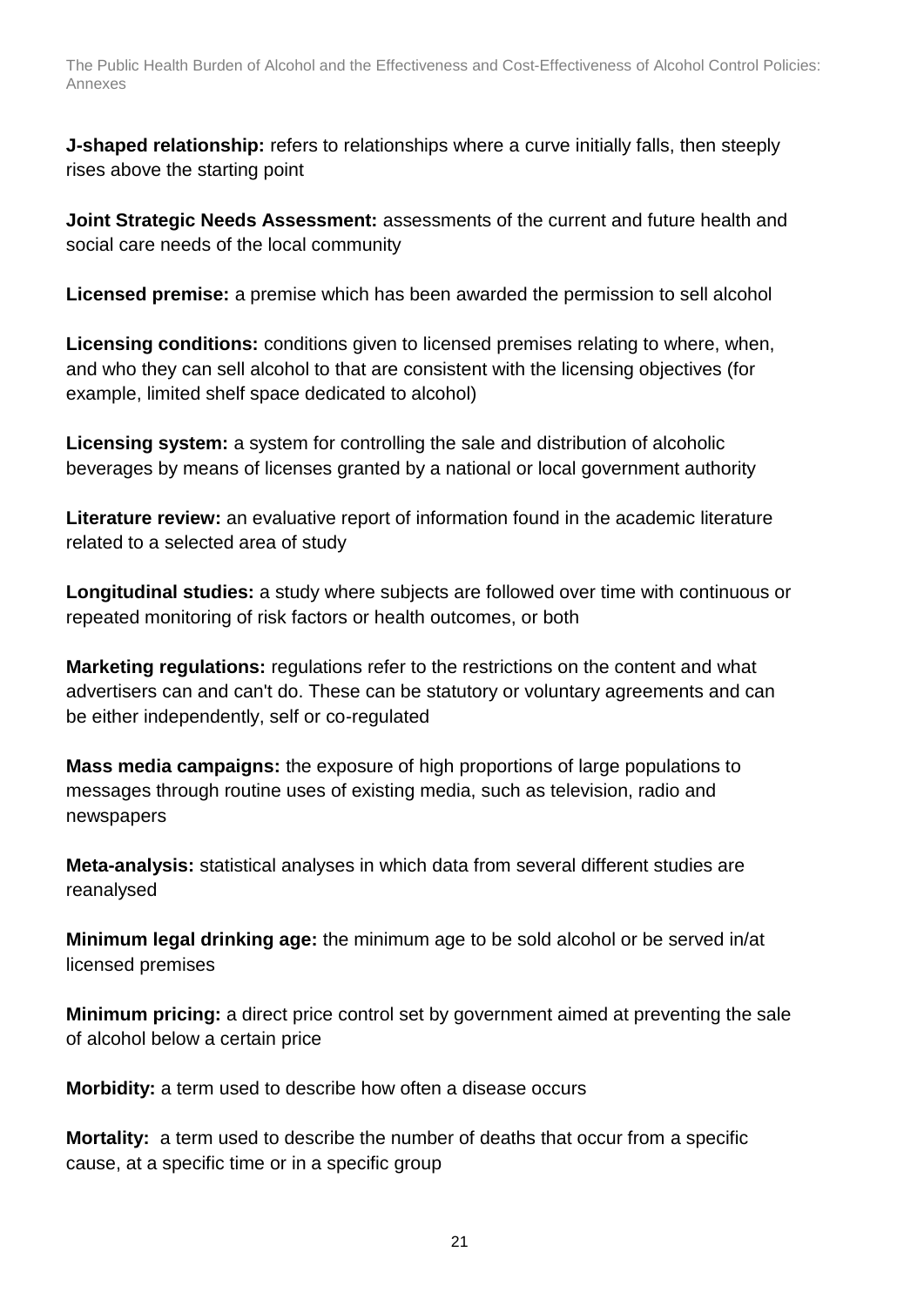**J-shaped relationship:** refers to relationships where a curve initially falls, then steeply rises above the starting point

**Joint Strategic Needs Assessment:** assessments of the current and future health and social care needs of the local community

**Licensed premise:** a premise which has been awarded the permission to sell alcohol

**Licensing conditions:** conditions given to licensed premises relating to where, when, and who they can sell alcohol to that are consistent with the licensing objectives (for example, limited shelf space dedicated to alcohol)

**Licensing system:** a system for controlling the sale and distribution of alcoholic beverages by means of licenses granted by a national or local government authority

**Literature review:** an evaluative report of information found in the academic literature related to a selected area of study

**Longitudinal studies:** a study where subjects are followed over time with continuous or repeated monitoring of risk factors or health outcomes, or both

**Marketing regulations:** regulations refer to the restrictions on the content and what advertisers can and can't do. These can be statutory or voluntary agreements and can be either independently, self or co-regulated

**Mass media campaigns:** the exposure of high proportions of large populations to messages through routine uses of existing media, such as television, radio and newspapers

**Meta-analysis:** statistical analyses in which data from several different studies are reanalysed

**Minimum legal drinking age:** the minimum age to be sold alcohol or be served in/at licensed premises

**Minimum pricing:** a direct price control set by government aimed at preventing the sale of alcohol below a certain price

**Morbidity:** a term used to describe how often a disease occurs

**Mortality:** a term used to describe the number of deaths that occur from a specific cause, at a specific time or in a specific group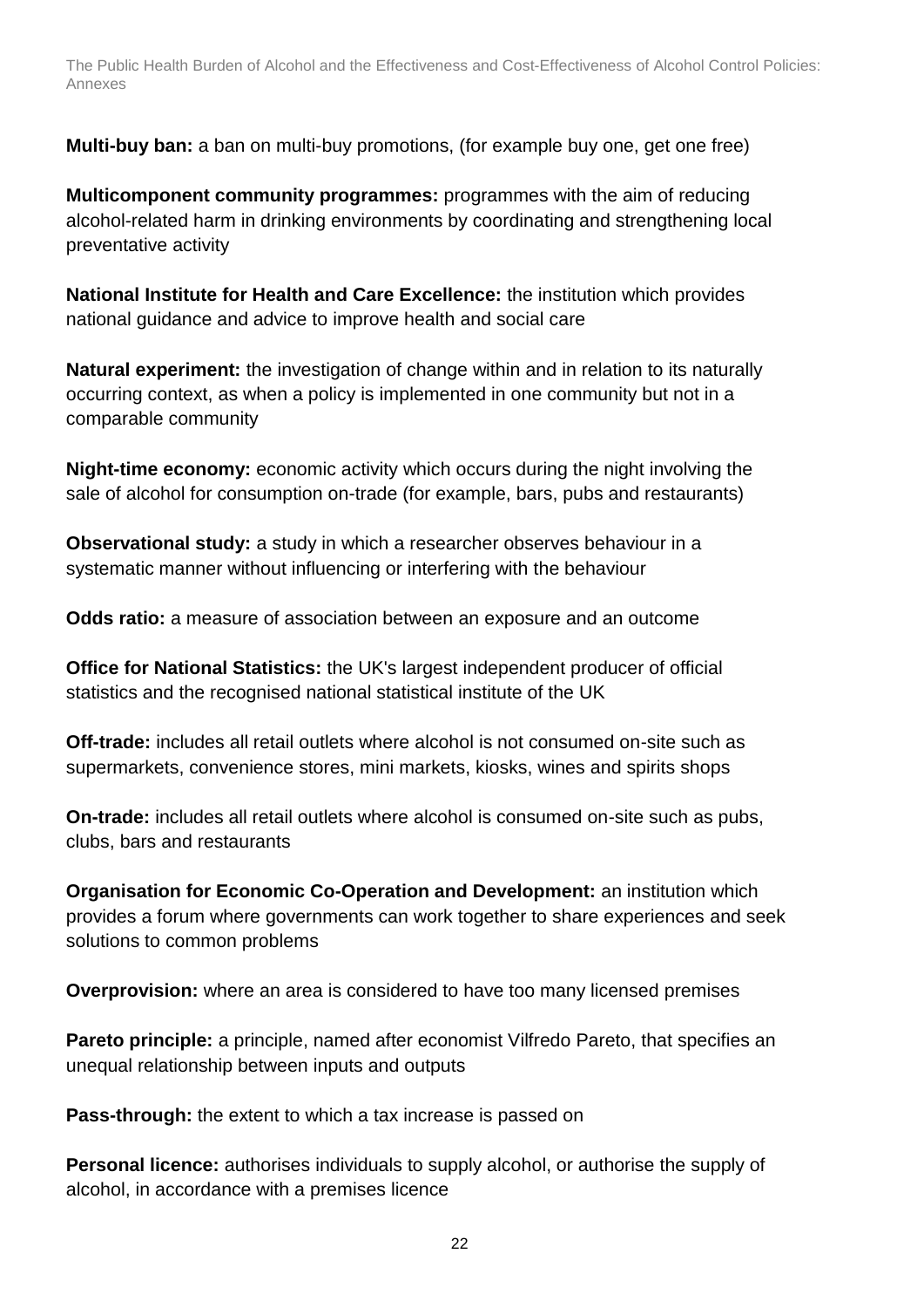**Multi-buy ban:** a ban on multi-buy promotions, (for example buy one, get one free)

**Multicomponent community programmes:** programmes with the aim of reducing alcohol-related harm in drinking environments by coordinating and strengthening local preventative activity

**National Institute for Health and Care Excellence:** the institution which provides national guidance and advice to improve health and social care

**Natural experiment:** the investigation of change within and in relation to its naturally occurring context, as when a policy is implemented in one community but not in a comparable community

**Night-time economy:** economic activity which occurs during the night involving the sale of alcohol for consumption on-trade (for example, bars, pubs and restaurants)

**Observational study:** a study in which a researcher observes behaviour in a systematic manner without influencing or interfering with the behaviour

**Odds ratio:** a measure of association between an exposure and an outcome

**Office for National Statistics:** the UK's largest independent producer of official statistics and the recognised national statistical institute of the UK

**Off-trade:** includes all retail outlets where alcohol is not consumed on-site such as supermarkets, convenience stores, mini markets, kiosks, wines and spirits shops

**On-trade:** includes all retail outlets where alcohol is consumed on-site such as pubs, clubs, bars and restaurants

**Organisation for Economic Co-Operation and Development:** an institution which provides a forum where governments can work together to share experiences and seek solutions to common problems

**Overprovision:** where an area is considered to have too many licensed premises

**Pareto principle:** a principle, named after economist Vilfredo Pareto, that specifies an unequal relationship between inputs and outputs

**Pass-through:** the extent to which a tax increase is passed on

**Personal licence:** authorises individuals to supply alcohol, or authorise the supply of alcohol, in accordance with a premises licence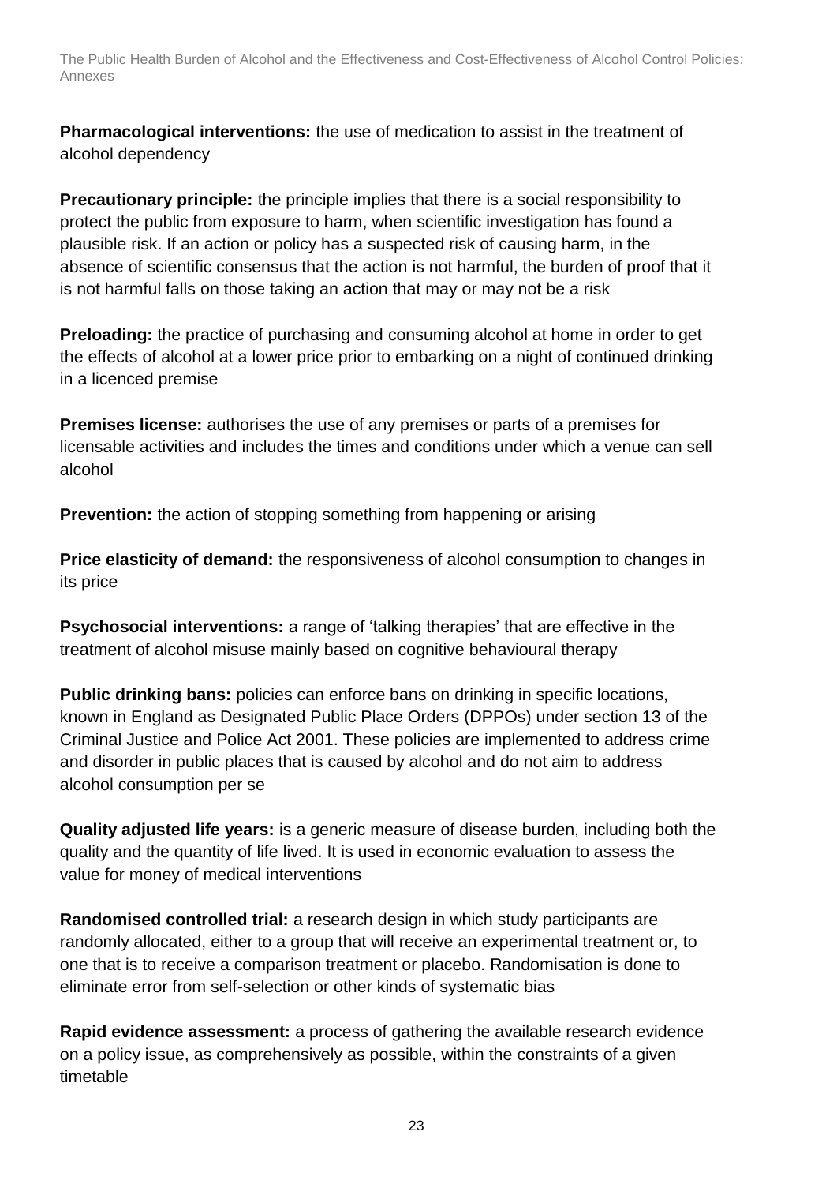**Pharmacological interventions:** the use of medication to assist in the treatment of alcohol dependency

**Precautionary principle:** the principle implies that there is a social responsibility to protect the public from exposure to harm, when scientific investigation has found a plausible risk. If an action or policy has a suspected risk of causing harm, in the absence of scientific consensus that the action is not harmful, the burden of proof that it is not harmful falls on those taking an action that may or may not be a risk

**Preloading:** the practice of purchasing and consuming alcohol at home in order to get the effects of alcohol at a lower price prior to embarking on a night of continued drinking in a licenced premise

**Premises license:** authorises the use of any premises or parts of a premises for licensable activities and includes the times and conditions under which a venue can sell alcohol

**Prevention:** the action of stopping something from happening or arising

**Price elasticity of demand:** the responsiveness of alcohol consumption to changes in its price

**Psychosocial interventions:** a range of 'talking therapies' that are effective in the treatment of alcohol misuse mainly based on cognitive behavioural therapy

**Public drinking bans:** policies can enforce bans on drinking in specific locations, known in England as Designated Public Place Orders (DPPOs) under section 13 of the Criminal Justice and Police Act 2001. These policies are implemented to address crime and disorder in public places that is caused by alcohol and do not aim to address alcohol consumption per se

**Quality adjusted life years:** is a generic measure of disease burden, including both the quality and the quantity of life lived. It is used in economic evaluation to assess the value for money of medical interventions

**Randomised controlled trial:** a research design in which study participants are randomly allocated, either to a group that will receive an experimental treatment or, to one that is to receive a comparison treatment or placebo. Randomisation is done to eliminate error from self-selection or other kinds of systematic bias

**Rapid evidence assessment:** a process of gathering the available research evidence on a policy issue, as comprehensively as possible, within the constraints of a given timetable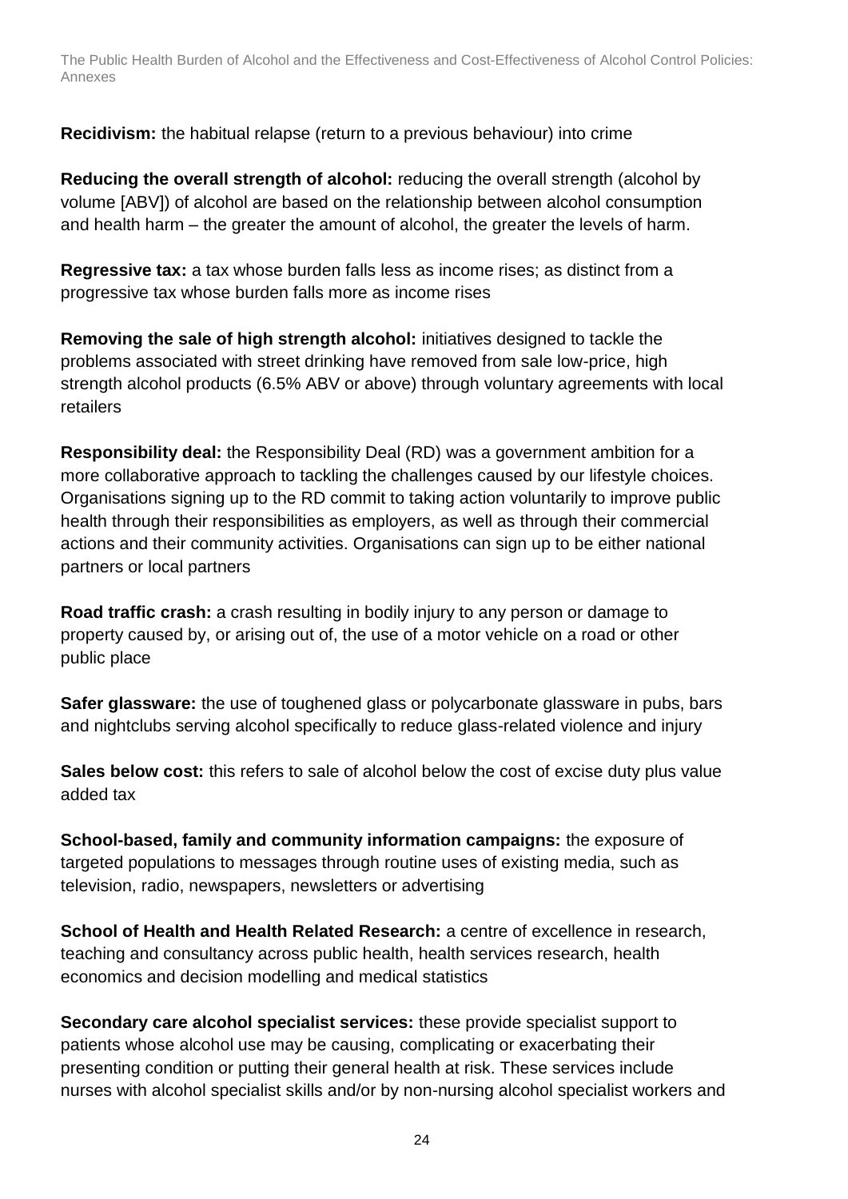**Recidivism:** the habitual relapse (return to a previous behaviour) into crime

**Reducing the overall strength of alcohol:** reducing the overall strength (alcohol by volume [ABV]) of alcohol are based on the relationship between alcohol consumption and health harm – the greater the amount of alcohol, the greater the levels of harm.

**Regressive tax:** a tax whose burden falls less as income rises; as distinct from a progressive tax whose burden falls more as income rises

**Removing the sale of high strength alcohol:** initiatives designed to tackle the problems associated with street drinking have removed from sale low-price, high strength alcohol products (6.5% ABV or above) through voluntary agreements with local retailers

**Responsibility deal:** the Responsibility Deal (RD) was a government ambition for a more collaborative approach to tackling the challenges caused by our lifestyle choices. Organisations signing up to the RD commit to taking action voluntarily to improve public health through their responsibilities as employers, as well as through their commercial actions and their community activities. Organisations can sign up to be either national partners or local partners

**Road traffic crash:** a crash resulting in bodily injury to any person or damage to property caused by, or arising out of, the use of a motor vehicle on a road or other public place

**Safer glassware:** the use of toughened glass or polycarbonate glassware in pubs, bars and nightclubs serving alcohol specifically to reduce glass-related violence and injury

**Sales below cost:** this refers to sale of alcohol below the cost of excise duty plus value added tax

**School-based, family and community information campaigns:** the exposure of targeted populations to messages through routine uses of existing media, such as television, radio, newspapers, newsletters or advertising

**School of Health and Health Related Research:** a centre of excellence in research, teaching and consultancy across public health, health services research, health economics and decision modelling and medical statistics

**Secondary care alcohol specialist services:** these provide specialist support to patients whose alcohol use may be causing, complicating or exacerbating their presenting condition or putting their general health at risk. These services include nurses with alcohol specialist skills and/or by non-nursing alcohol specialist workers and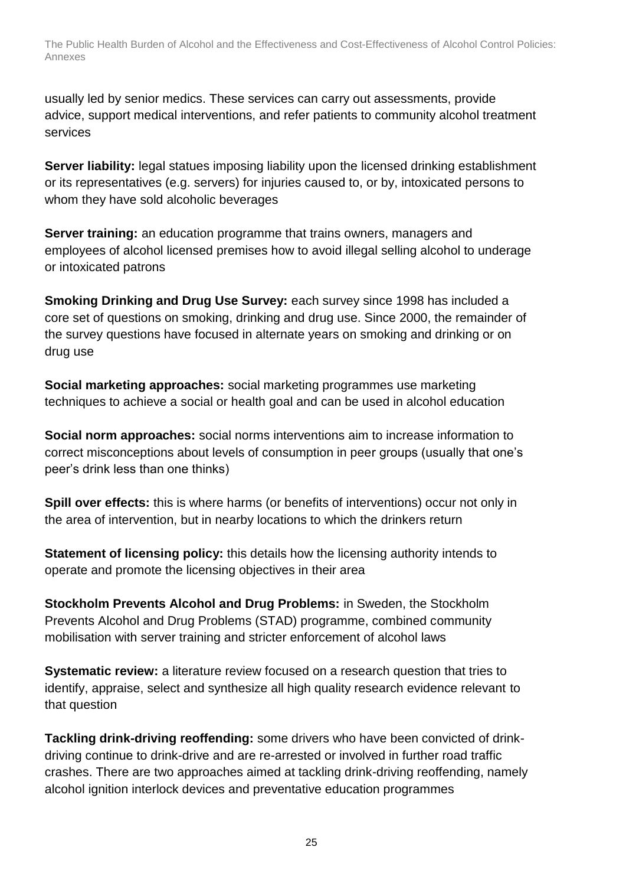usually led by senior medics. These services can carry out assessments, provide advice, support medical interventions, and refer patients to community alcohol treatment services

**Server liability:** legal statues imposing liability upon the licensed drinking establishment or its representatives (e.g. servers) for injuries caused to, or by, intoxicated persons to whom they have sold alcoholic beverages

**Server training:** an education programme that trains owners, managers and employees of alcohol licensed premises how to avoid illegal selling alcohol to underage or intoxicated patrons

**Smoking Drinking and Drug Use Survey:** each survey since 1998 has included a core set of questions on smoking, drinking and drug use. Since 2000, the remainder of the survey questions have focused in alternate years on smoking and drinking or on drug use

**Social marketing approaches:** social marketing programmes use marketing techniques to achieve a social or health goal and can be used in alcohol education

**Social norm approaches:** social norms interventions aim to increase information to correct misconceptions about levels of consumption in peer groups (usually that one's peer's drink less than one thinks)

**Spill over effects:** this is where harms (or benefits of interventions) occur not only in the area of intervention, but in nearby locations to which the drinkers return

**Statement of licensing policy:** this details how the licensing authority intends to operate and promote the licensing objectives in their area

**Stockholm Prevents Alcohol and Drug Problems:** in Sweden, the Stockholm Prevents Alcohol and Drug Problems (STAD) programme, combined community mobilisation with server training and stricter enforcement of alcohol laws

**Systematic review:** a literature review focused on a research question that tries to identify, appraise, select and synthesize all high quality research evidence relevant to that question

**Tackling drink-driving reoffending:** some drivers who have been convicted of drink-driving continue to drink-drive and are re-arrested or involved in further road traffic crashes. There are two approaches aimed at tackling drink-driving reoffending, namely alcohol ignition interlock devices and preventative education programmes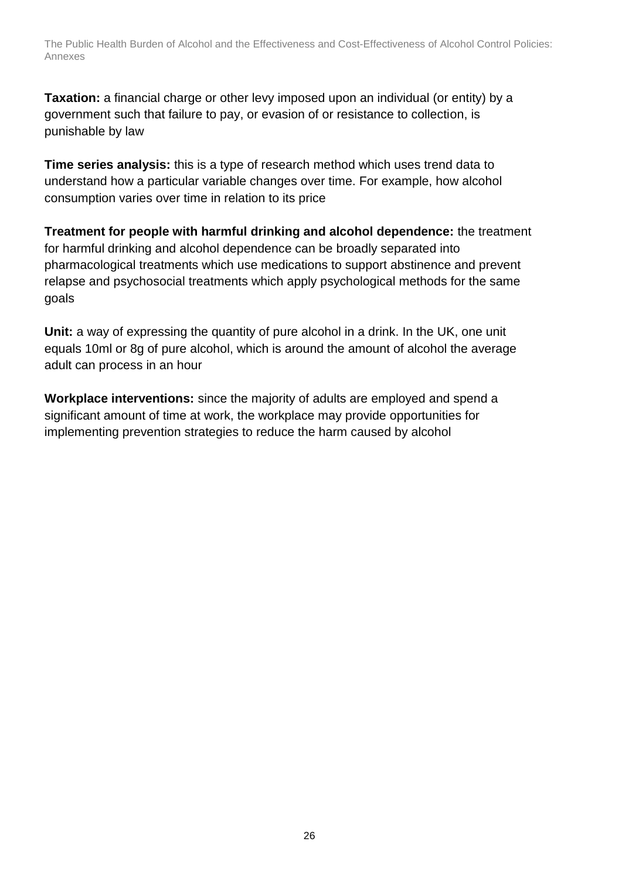**Taxation:** a financial charge or other levy imposed upon an individual (or entity) by a government such that failure to pay, or evasion of or resistance to collection, is punishable by law

**Time series analysis:** this is a type of research method which uses trend data to understand how a particular variable changes over time. For example, how alcohol consumption varies over time in relation to its price

**Treatment for people with harmful drinking and alcohol dependence:** the treatment for harmful drinking and alcohol dependence can be broadly separated into pharmacological treatments which use medications to support abstinence and prevent relapse and psychosocial treatments which apply psychological methods for the same goals

**Unit:** a way of expressing the quantity of pure alcohol in a drink. In the UK, one unit equals 10ml or 8g of pure alcohol, which is around the amount of alcohol the average adult can process in an hour

**Workplace interventions:** since the majority of adults are employed and spend a significant amount of time at work, the workplace may provide opportunities for implementing prevention strategies to reduce the harm caused by alcohol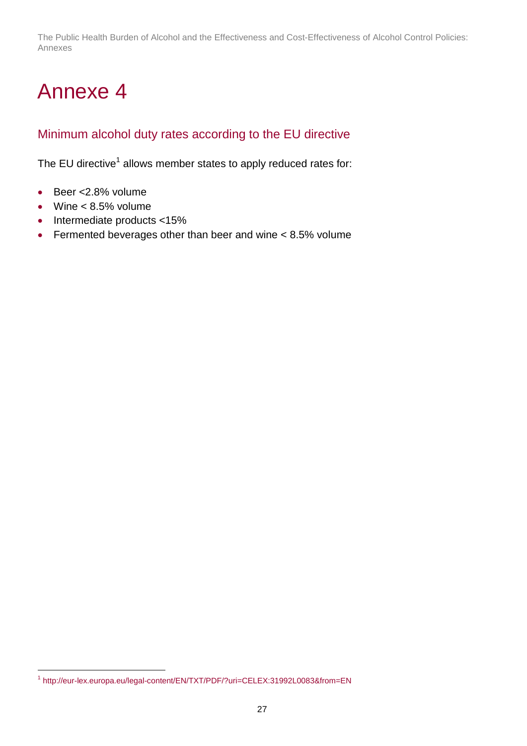# Annexe 4

## Minimum alcohol duty rates according to the EU directive

The EU directive[1] allows member states to apply reduced rates for:

- Beer <2.8% volume
- Wine < 8.5% volume
- Intermediate products <15%
- Fermented beverages other than beer and wine < 8.5% volume

[1] http://eur-lex.europa.eu/legal-content/EN/TXT/PDF/?uri=CELEX:31992L0083&from=EN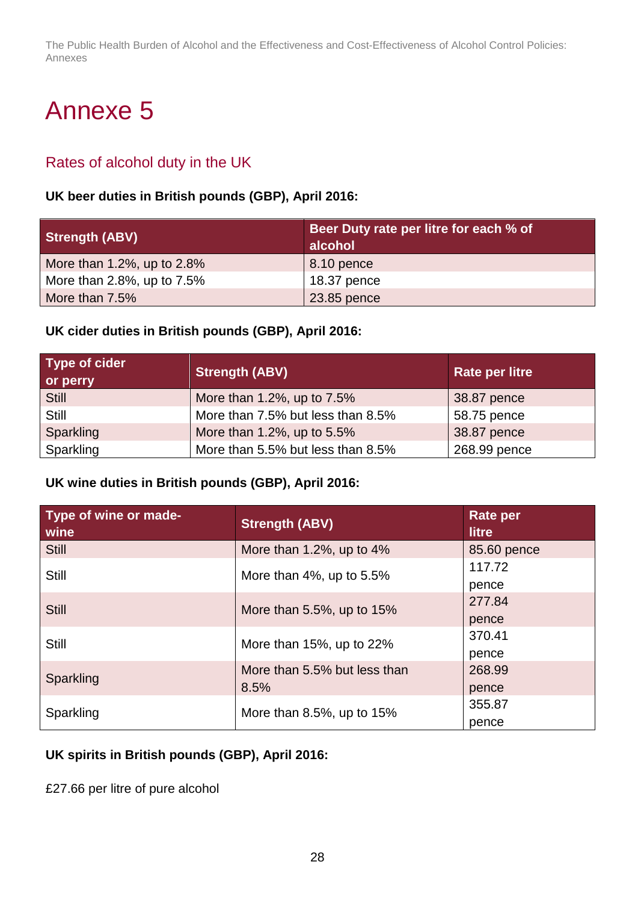# Annexe 5

## Rates of alcohol duty in the UK

**UK beer duties in British pounds (GBP), April 2016:**

| Strength (ABV) | Beer Duty rate per litre for each % of alcohol |
|---|---|
| More than 1.2%, up to 2.8% | 8.10 pence |
| More than 2.8%, up to 7.5% | 18.37 pence |
| More than 7.5% | 23.85 pence |

**UK cider duties in British pounds (GBP), April 2016:**

| Type of cider or perry | Strength (ABV) | Rate per litre |
|---|---|---|
| Still | More than 1.2%, up to 7.5% | 38.87 pence |
| Still | More than 7.5% but less than 8.5% | 58.75 pence |
| Sparkling | More than 1.2%, up to 5.5% | 38.87 pence |
| Sparkling | More than 5.5% but less than 8.5% | 268.99 pence |

**UK wine duties in British pounds (GBP), April 2016:**

| Type of wine or made-wine | Strength (ABV) | Rate per litre |
|---|---|---|
| Still | More than 1.2%, up to 4% | 85.60 pence |
| Still | More than 4%, up to 5.5% | 117.72 pence |
| Still | More than 5.5%, up to 15% | 277.84 pence |
| Still | More than 15%, up to 22% | 370.41 pence |
| Sparkling | More than 5.5% but less than 8.5% | 268.99 pence |
| Sparkling | More than 8.5%, up to 15% | 355.87 pence |

**UK spirits in British pounds (GBP), April 2016:**

£27.66 per litre of pure alcohol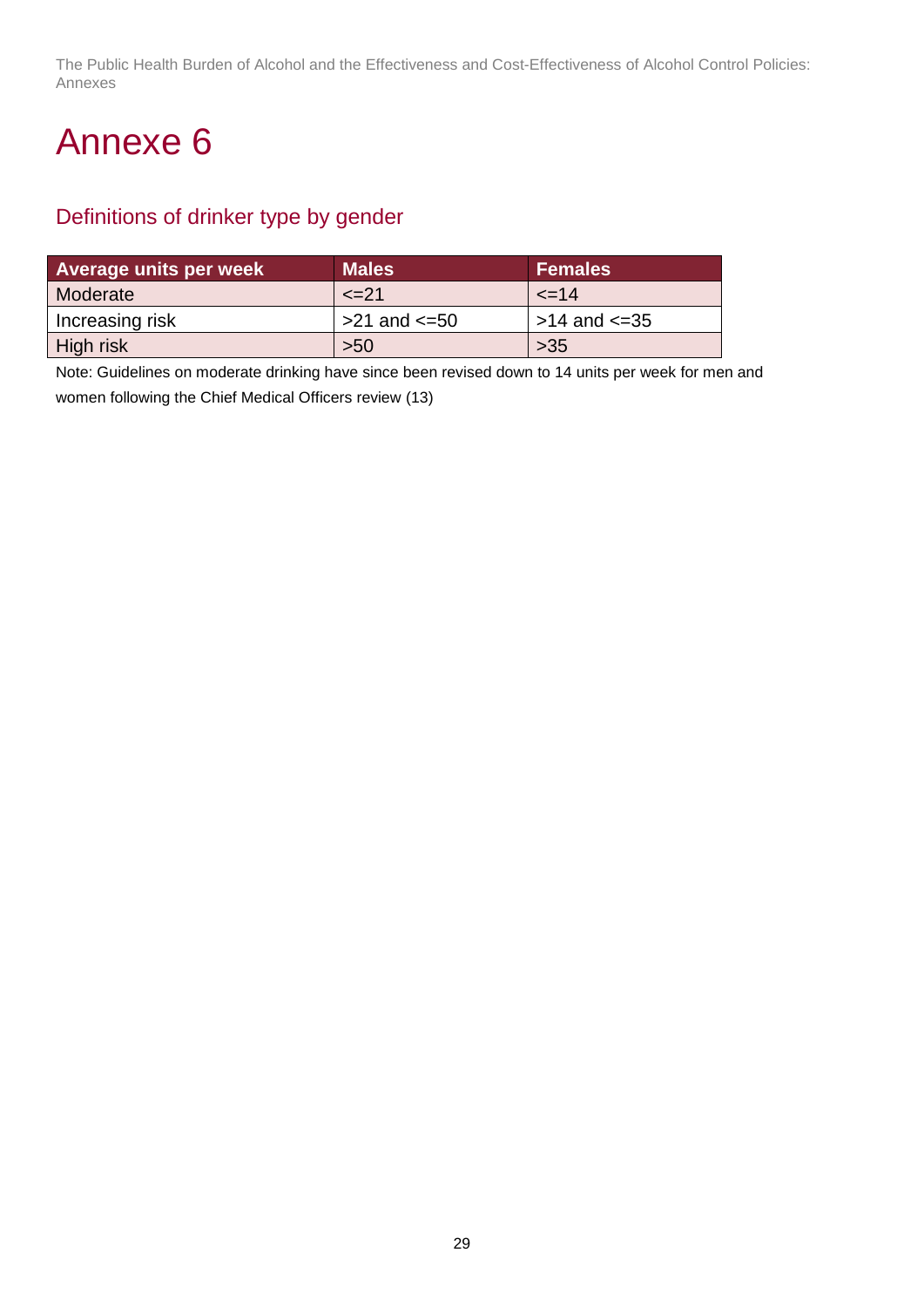# Annexe 6

## Definitions of drinker type by gender

| Average units per week | Males | Females |
|---|---|---|
| Moderate | <=21 | <=14 |
| Increasing risk | >21 and <=50 | >14 and <=35 |
| High risk | >50 | >35 |

Note: Guidelines on moderate drinking have since been revised down to 14 units per week for men and women following the Chief Medical Officers review (13)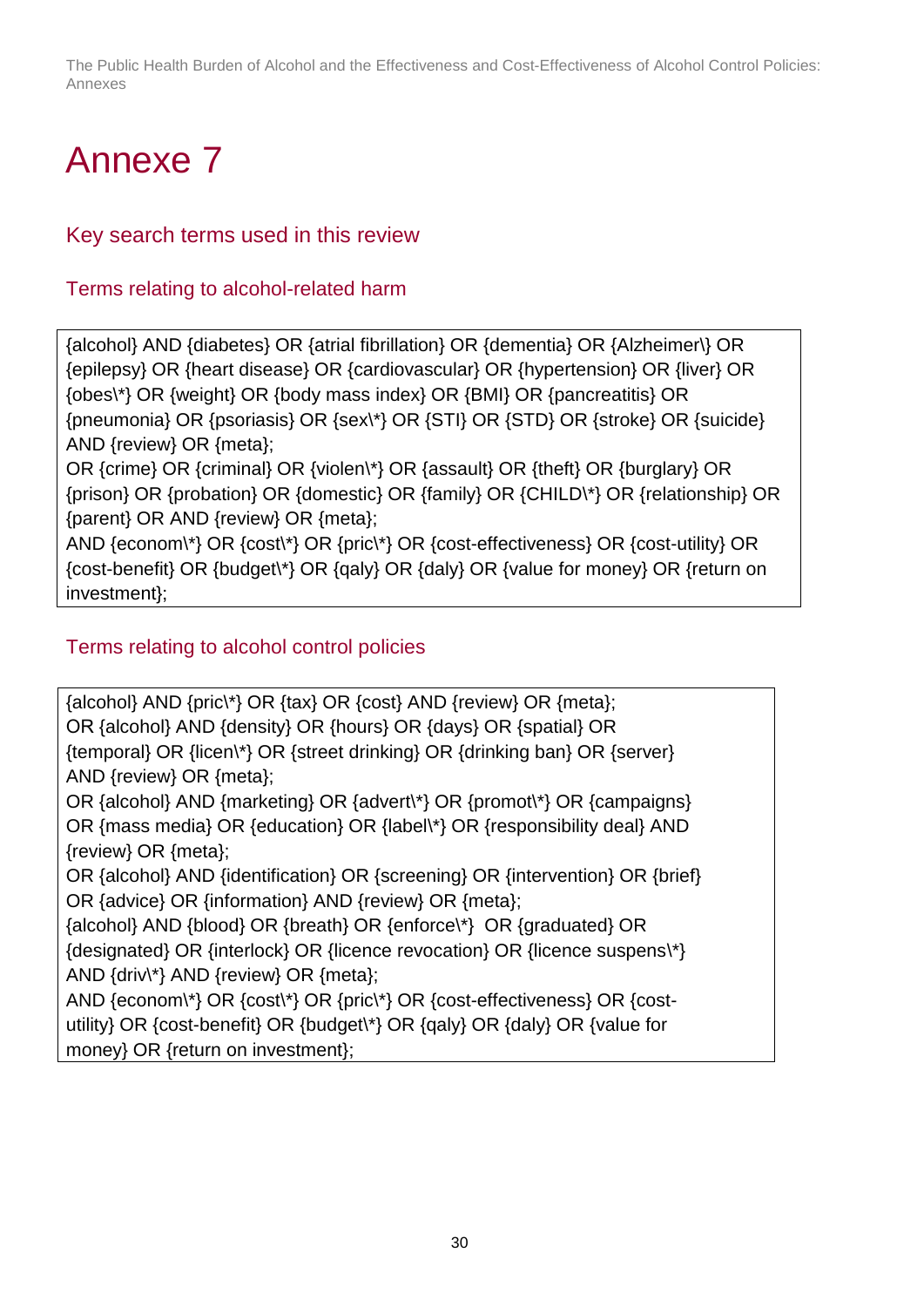# Annexe 7

## Key search terms used in this review

### Terms relating to alcohol-related harm

{alcohol} AND {diabetes} OR {atrial fibrillation} OR {dementia} OR {Alzheimer\} OR {epilepsy} OR {heart disease} OR {cardiovascular} OR {hypertension} OR {liver} OR {obes\*} OR {weight} OR {body mass index} OR {BMI} OR {pancreatitis} OR {pneumonia} OR {psoriasis} OR {sex\*} OR {STI} OR {STD} OR {stroke} OR {suicide} AND {review} OR {meta};
OR {crime} OR {criminal} OR {violen\*} OR {assault} OR {theft} OR {burglary} OR {prison} OR {probation} OR {domestic} OR {family} OR {CHILD\*} OR {relationship} OR {parent} OR AND {review} OR {meta};
AND {econom\*} OR {cost\*} OR {pric\*} OR {cost-effectiveness} OR {cost-utility} OR {cost-benefit} OR {budget\*} OR {qaly} OR {daly} OR {value for money} OR {return on investment};

### Terms relating to alcohol control policies

{alcohol} AND {pric\*} OR {tax} OR {cost} AND {review} OR {meta};
OR {alcohol} AND {density} OR {hours} OR {days} OR {spatial} OR {temporal} OR {licen\*} OR {street drinking} OR {drinking ban} OR {server} AND {review} OR {meta};
OR {alcohol} AND {marketing} OR {advert\*} OR {promot\*} OR {campaigns} OR {mass media} OR {education} OR {label\*} OR {responsibility deal} AND {review} OR {meta};
OR {alcohol} AND {identification} OR {screening} OR {intervention} OR {brief} OR {advice} OR {information} AND {review} OR {meta};
{alcohol} AND {blood} OR {breath} OR {enforce\*} OR {graduated} OR {designated} OR {interlock} OR {licence revocation} OR {licence suspens\*} AND {driv\*} AND {review} OR {meta};
AND {econom\*} OR {cost\*} OR {pric\*} OR {cost-effectiveness} OR {cost-utility} OR {cost-benefit} OR {budget\*} OR {qaly} OR {daly} OR {value for money} OR {return on investment};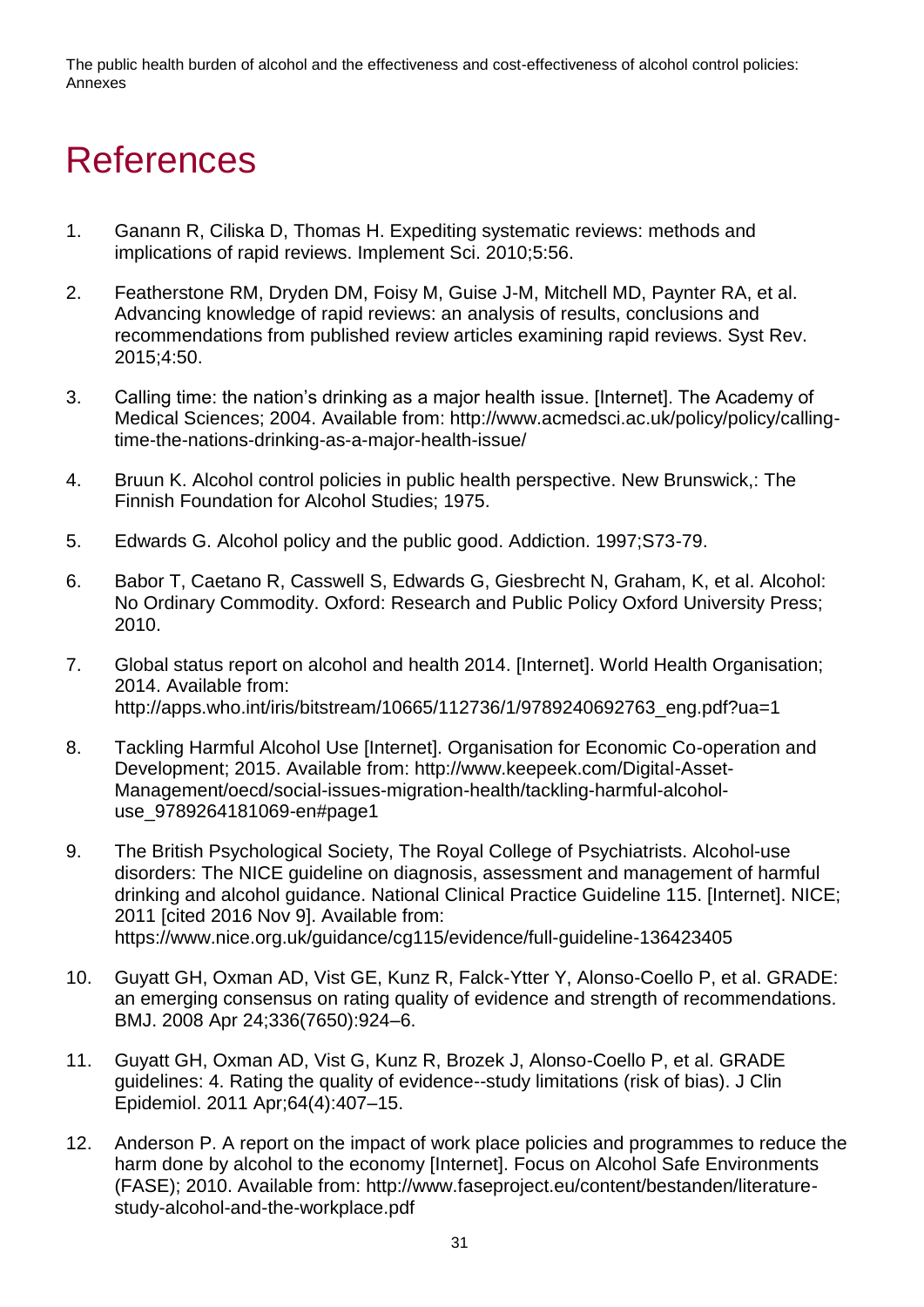# References

1. Ganann R, Ciliska D, Thomas H. Expediting systematic reviews: methods and implications of rapid reviews. Implement Sci. 2010;5:56.
2. Featherstone RM, Dryden DM, Foisy M, Guise J-M, Mitchell MD, Paynter RA, et al. Advancing knowledge of rapid reviews: an analysis of results, conclusions and recommendations from published review articles examining rapid reviews. Syst Rev. 2015;4:50.
3. Calling time: the nation's drinking as a major health issue. [Internet]. The Academy of Medical Sciences; 2004. Available from: http://www.acmedsci.ac.uk/policy/policy/calling-time-the-nations-drinking-as-a-major-health-issue/
4. Bruun K. Alcohol control policies in public health perspective. New Brunswick,: The Finnish Foundation for Alcohol Studies; 1975.
5. Edwards G. Alcohol policy and the public good. Addiction. 1997;S73-79.
6. Babor T, Caetano R, Casswell S, Edwards G, Giesbrecht N, Graham, K, et al. Alcohol: No Ordinary Commodity. Oxford: Research and Public Policy Oxford University Press; 2010.
7. Global status report on alcohol and health 2014. [Internet]. World Health Organisation; 2014. Available from: http://apps.who.int/iris/bitstream/10665/112736/1/9789240692763_eng.pdf?ua=1
8. Tackling Harmful Alcohol Use [Internet]. Organisation for Economic Co-operation and Development; 2015. Available from: http://www.keepeek.com/Digital-Asset-Management/oecd/social-issues-migration-health/tackling-harmful-alcohol-use_9789264181069-en#page1
9. The British Psychological Society, The Royal College of Psychiatrists. Alcohol-use disorders: The NICE guideline on diagnosis, assessment and management of harmful drinking and alcohol guidance. National Clinical Practice Guideline 115. [Internet]. NICE; 2011 [cited 2016 Nov 9]. Available from: https://www.nice.org.uk/guidance/cg115/evidence/full-guideline-136423405
10. Guyatt GH, Oxman AD, Vist GE, Kunz R, Falck-Ytter Y, Alonso-Coello P, et al. GRADE: an emerging consensus on rating quality of evidence and strength of recommendations. BMJ. 2008 Apr 24;336(7650):924–6.
11. Guyatt GH, Oxman AD, Vist G, Kunz R, Brozek J, Alonso-Coello P, et al. GRADE guidelines: 4. Rating the quality of evidence--study limitations (risk of bias). J Clin Epidemiol. 2011 Apr;64(4):407–15.
12. Anderson P. A report on the impact of work place policies and programmes to reduce the harm done by alcohol to the economy [Internet]. Focus on Alcohol Safe Environments (FASE); 2010. Available from: http://www.faseproject.eu/content/bestanden/literature-study-alcohol-and-the-workplace.pdf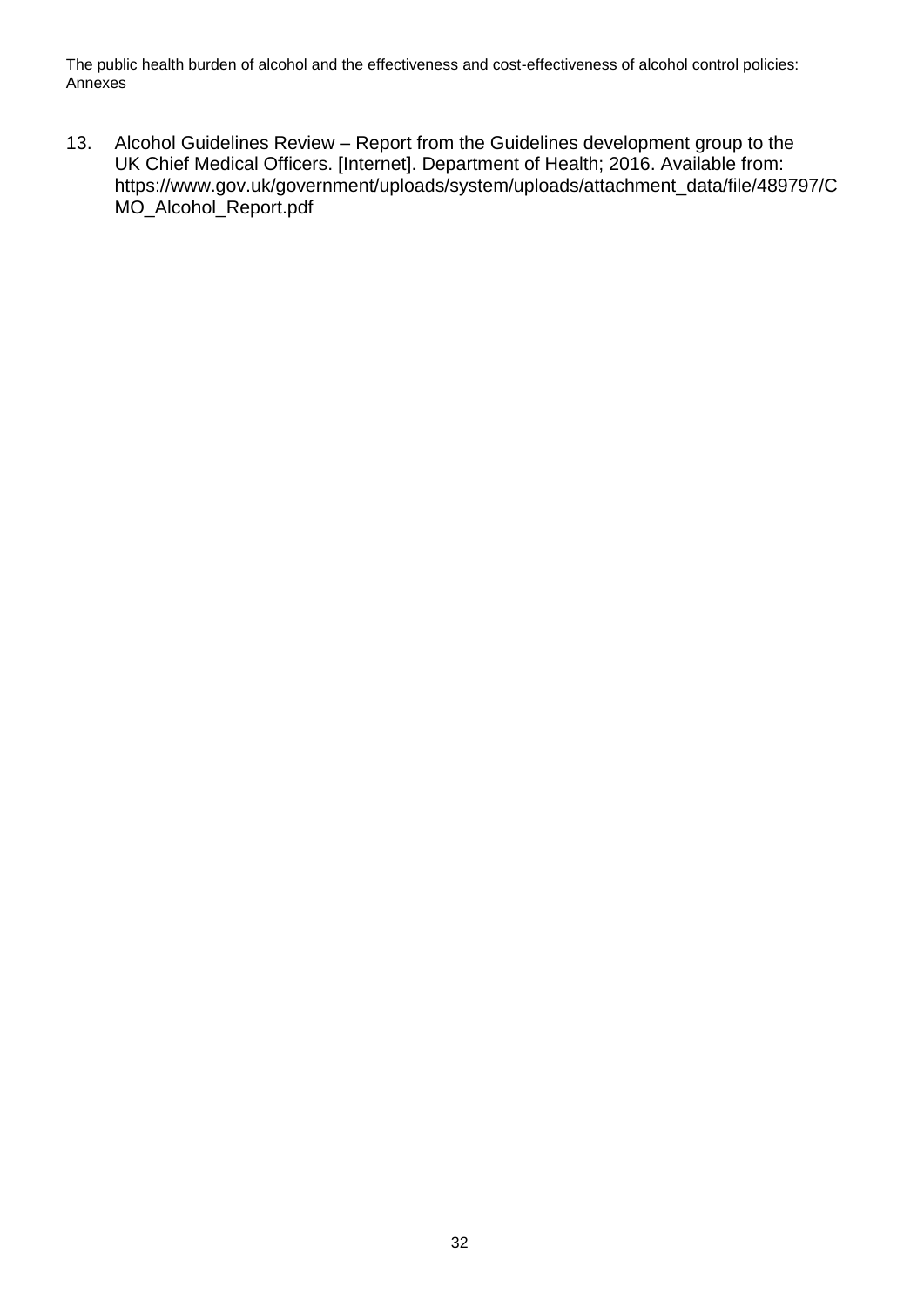13. Alcohol Guidelines Review – Report from the Guidelines development group to the UK Chief Medical Officers. [Internet]. Department of Health; 2016. Available from: https://www.gov.uk/government/uploads/system/uploads/attachment_data/file/489797/CMO_Alcohol_Report.pdf